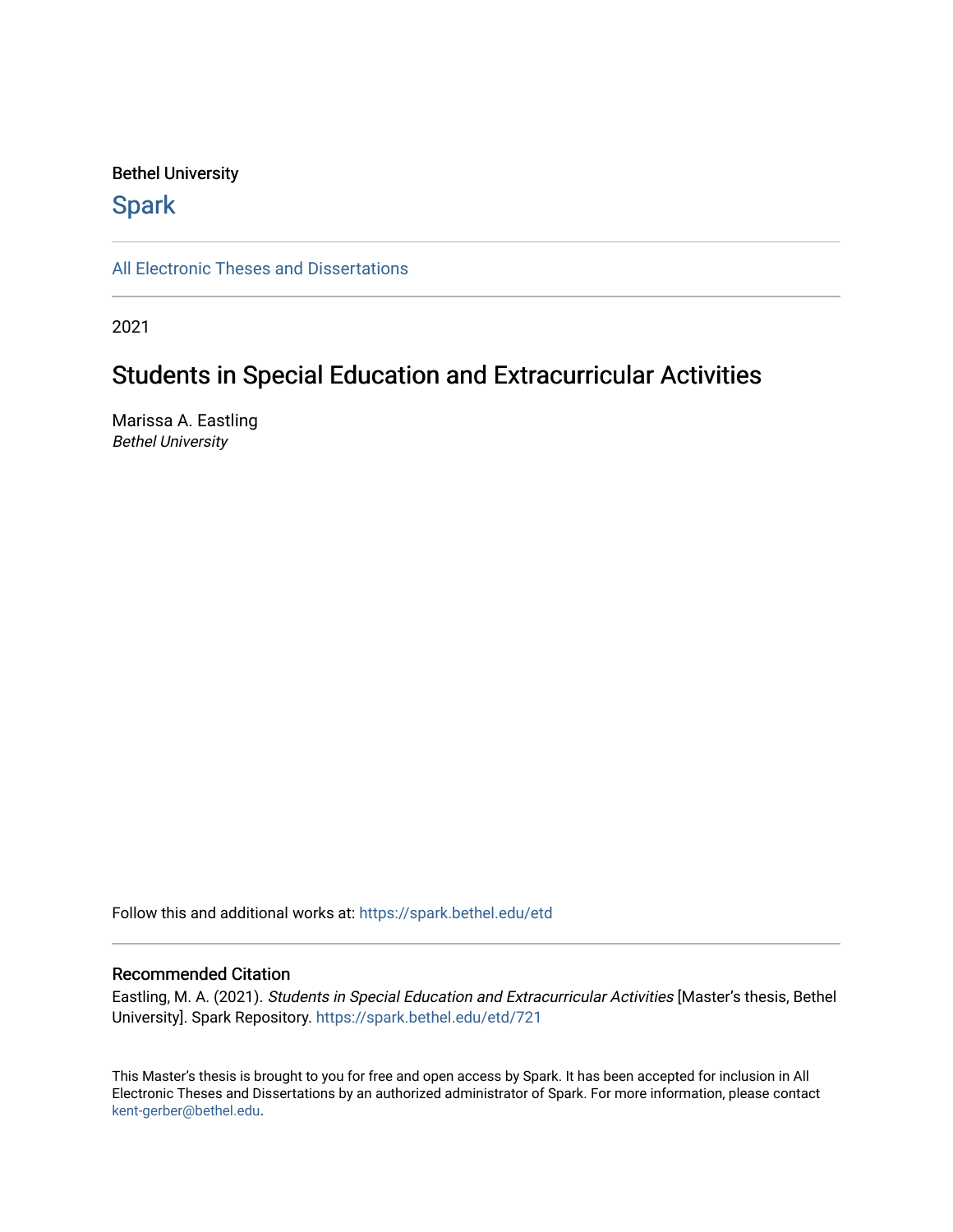Bethel University

## Spark

All Electronic Theses and Dissertations

---

2021

# Students in Special Education and Extracurricular Activities

Marissa A. Eastling
*Bethel University*

Follow this and additional works at: https://spark.bethel.edu/etd

---

### Recommended Citation

Eastling, M. A. (2021). *Students in Special Education and Extracurricular Activities* [Master's thesis, Bethel University]. Spark Repository. https://spark.bethel.edu/etd/721

This Master's thesis is brought to you for free and open access by Spark. It has been accepted for inclusion in All Electronic Theses and Dissertations by an authorized administrator of Spark. For more information, please contact kent-gerber@bethel.edu.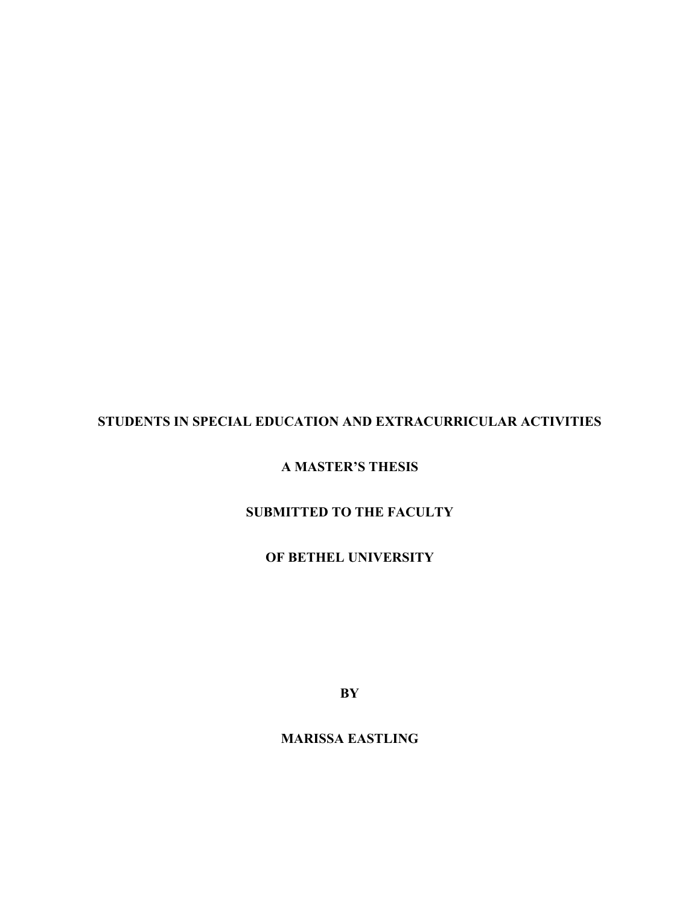**STUDENTS IN SPECIAL EDUCATION AND EXTRACURRICULAR ACTIVITIES**

**A MASTER'S THESIS**

**SUBMITTED TO THE FACULTY**

**OF BETHEL UNIVERSITY**

**BY**

**MARISSA EASTLING**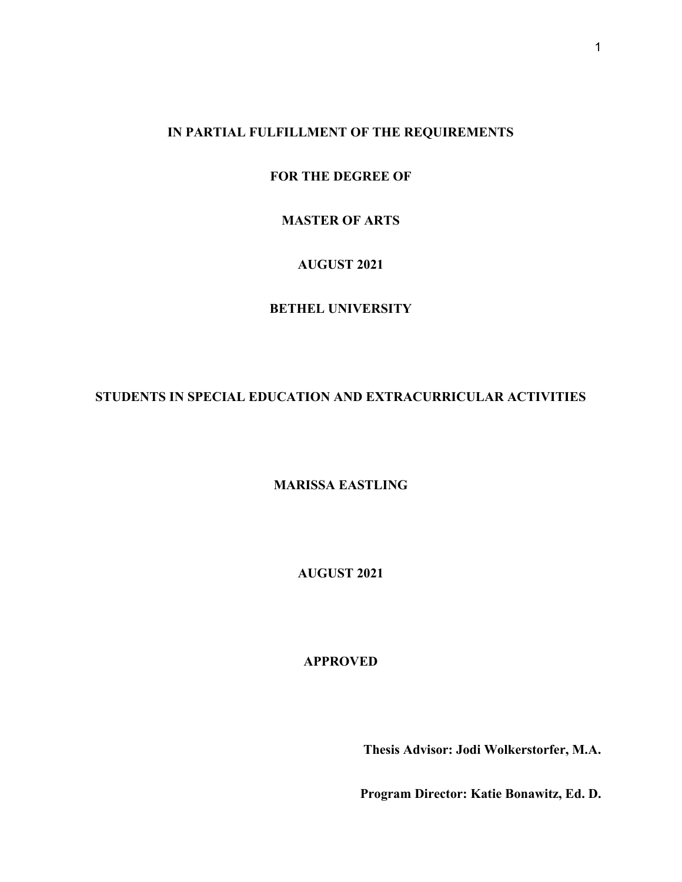**IN PARTIAL FULFILLMENT OF THE REQUIREMENTS**

**FOR THE DEGREE OF**

**MASTER OF ARTS**

**AUGUST 2021**

**BETHEL UNIVERSITY**

# STUDENTS IN SPECIAL EDUCATION AND EXTRACURRICULAR ACTIVITIES

**MARISSA EASTLING**

**AUGUST 2021**

**APPROVED**

**Thesis Advisor: Jodi Wolkerstorfer, M.A.**

**Program Director: Katie Bonawitz, Ed. D.**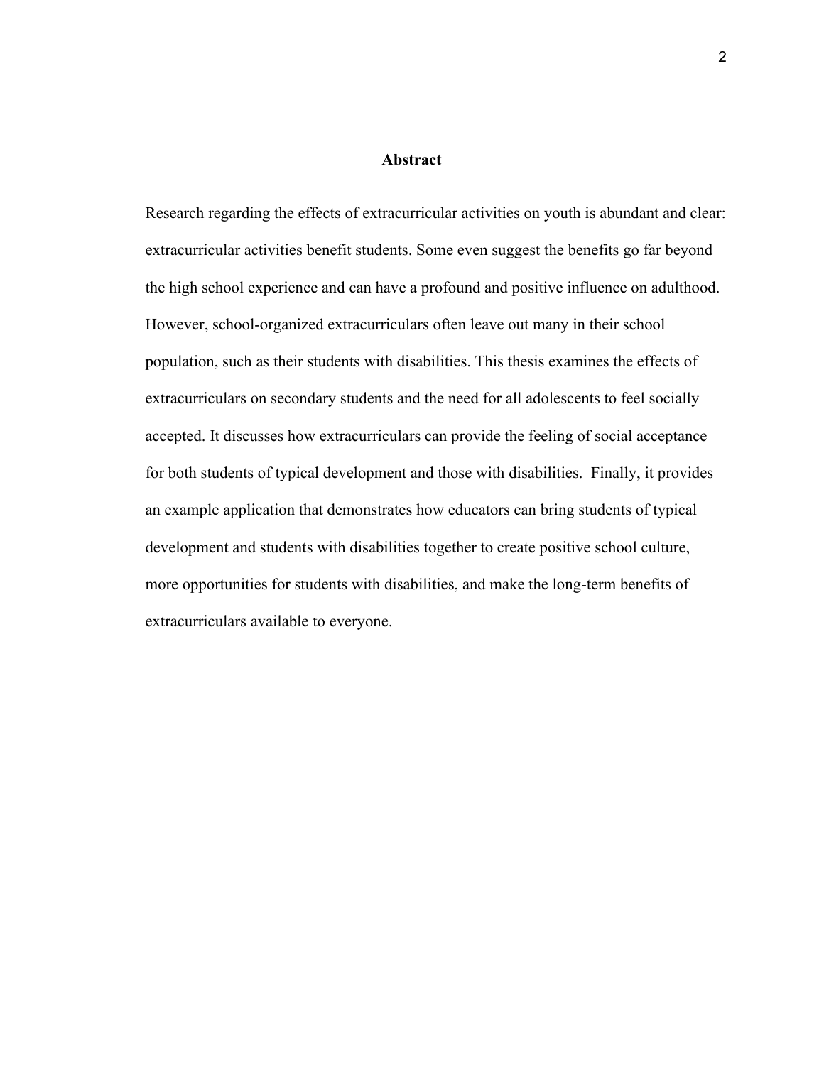# Abstract

Research regarding the effects of extracurricular activities on youth is abundant and clear: extracurricular activities benefit students. Some even suggest the benefits go far beyond the high school experience and can have a profound and positive influence on adulthood. However, school-organized extracurriculars often leave out many in their school population, such as their students with disabilities. This thesis examines the effects of extracurriculars on secondary students and the need for all adolescents to feel socially accepted. It discusses how extracurriculars can provide the feeling of social acceptance for both students of typical development and those with disabilities. Finally, it provides an example application that demonstrates how educators can bring students of typical development and students with disabilities together to create positive school culture, more opportunities for students with disabilities, and make the long-term benefits of extracurriculars available to everyone.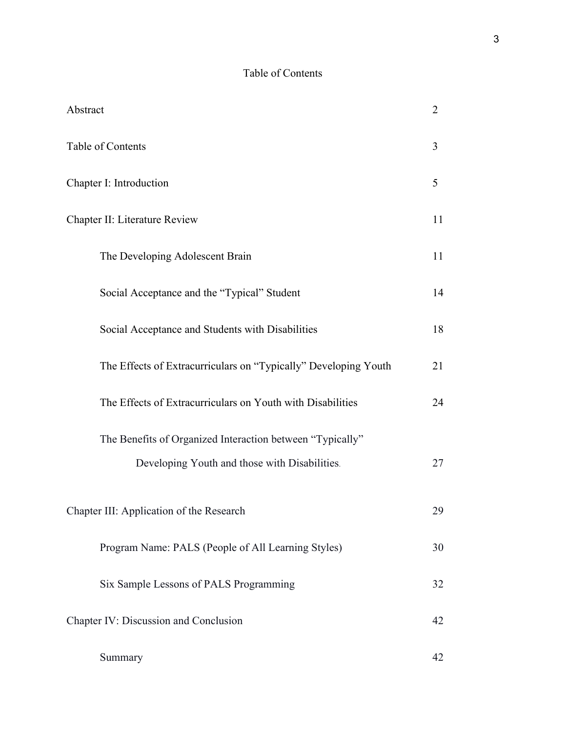# Table of Contents

| | |
|---|---|
| Abstract | 2 |
| Table of Contents | 3 |
| Chapter I: Introduction | 5 |
| Chapter II: Literature Review | 11 |
| The Developing Adolescent Brain | 11 |
| Social Acceptance and the "Typical" Student | 14 |
| Social Acceptance and Students with Disabilities | 18 |
| The Effects of Extracurriculars on "Typically" Developing Youth | 21 |
| The Effects of Extracurriculars on Youth with Disabilities | 24 |
| The Benefits of Organized Interaction between "Typically" Developing Youth and those with Disabilities. | 27 |
| Chapter III: Application of the Research | 29 |
| Program Name: PALS (People of All Learning Styles) | 30 |
| Six Sample Lessons of PALS Programming | 32 |
| Chapter IV: Discussion and Conclusion | 42 |
| Summary | 42 |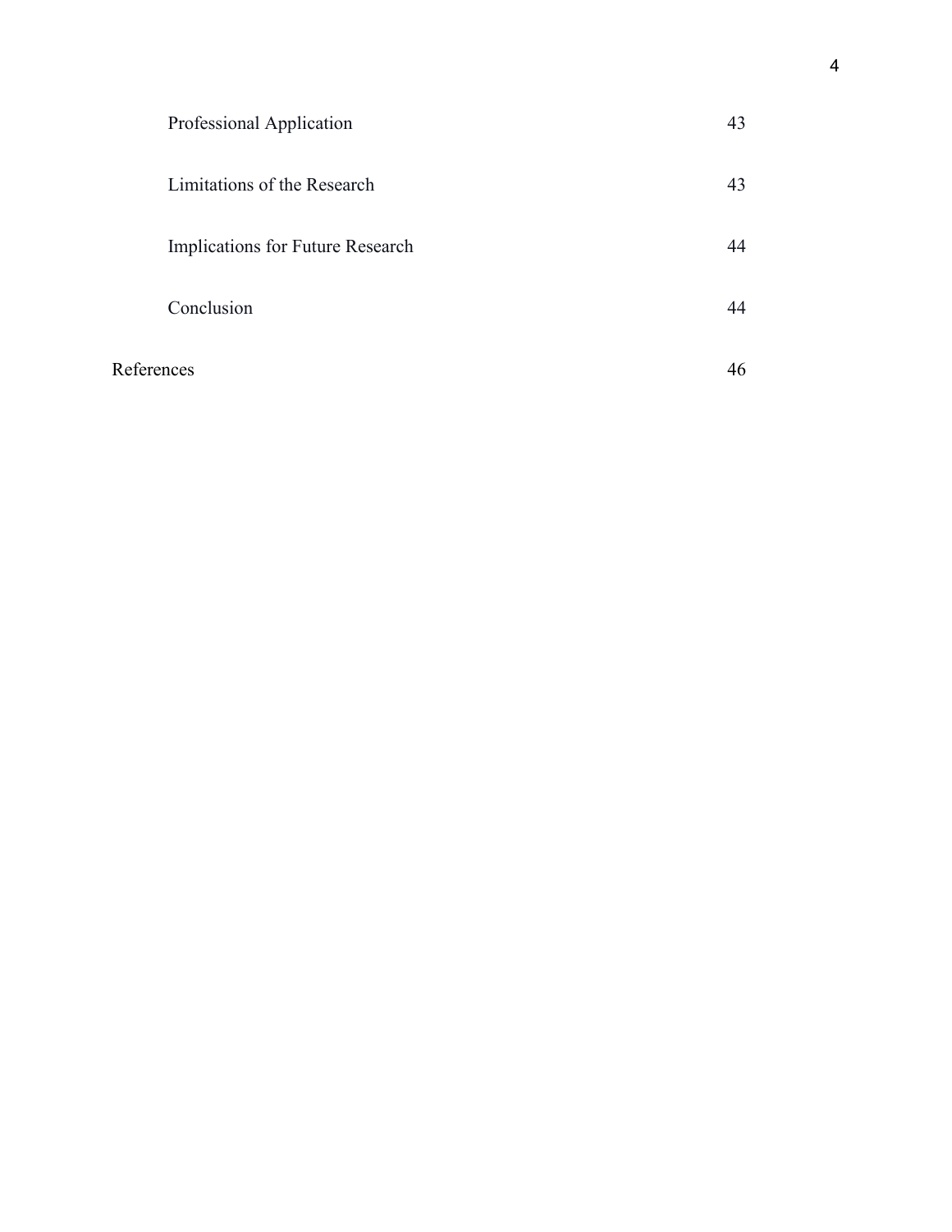| | |
|---|---|
| Professional Application | 43 |
| Limitations of the Research | 43 |
| Implications for Future Research | 44 |
| Conclusion | 44 |
| References | 46 |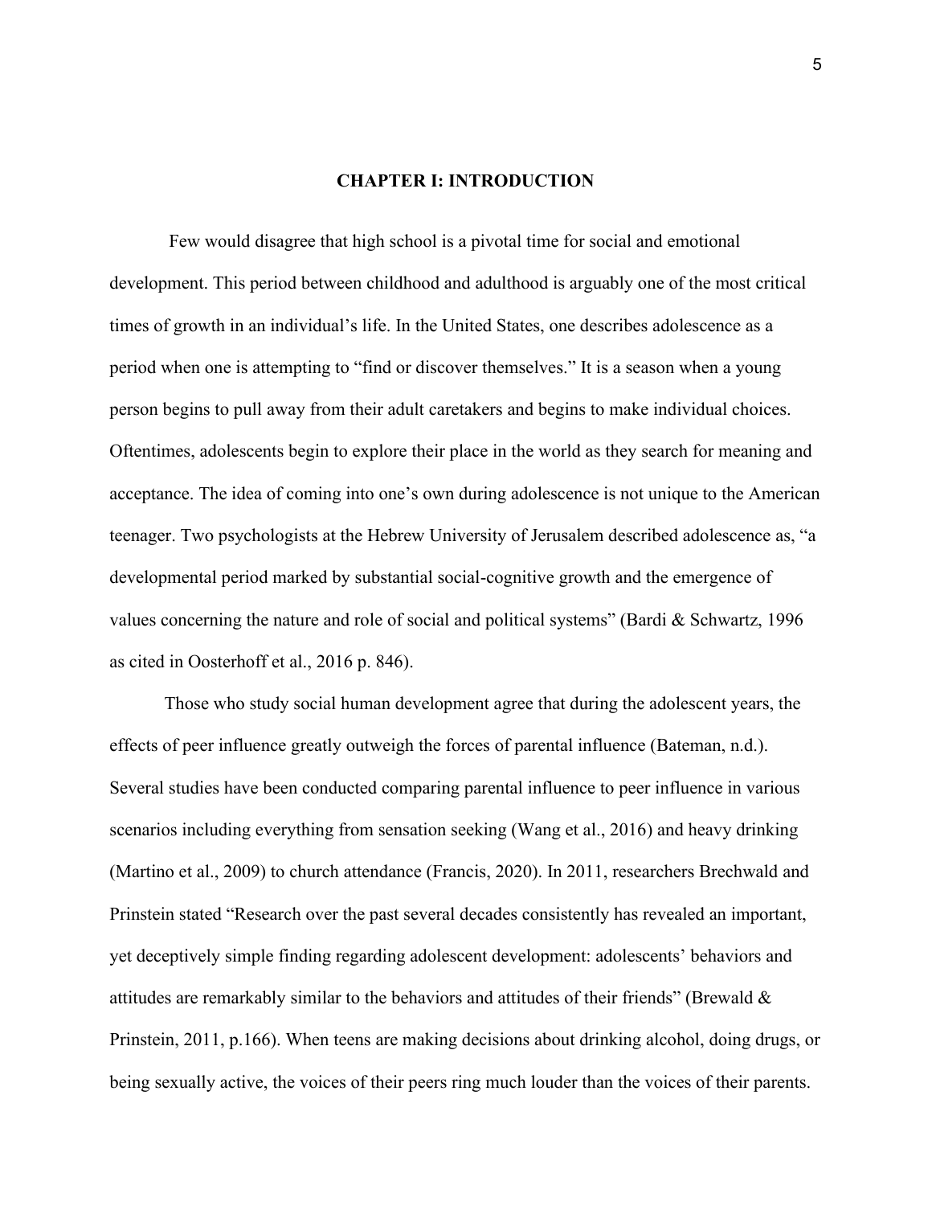# CHAPTER I: INTRODUCTION

Few would disagree that high school is a pivotal time for social and emotional development. This period between childhood and adulthood is arguably one of the most critical times of growth in an individual's life. In the United States, one describes adolescence as a period when one is attempting to "find or discover themselves." It is a season when a young person begins to pull away from their adult caretakers and begins to make individual choices. Oftentimes, adolescents begin to explore their place in the world as they search for meaning and acceptance. The idea of coming into one's own during adolescence is not unique to the American teenager. Two psychologists at the Hebrew University of Jerusalem described adolescence as, "a developmental period marked by substantial social-cognitive growth and the emergence of values concerning the nature and role of social and political systems" (Bardi & Schwartz, 1996 as cited in Oosterhoff et al., 2016 p. 846).

Those who study social human development agree that during the adolescent years, the effects of peer influence greatly outweigh the forces of parental influence (Bateman, n.d.). Several studies have been conducted comparing parental influence to peer influence in various scenarios including everything from sensation seeking (Wang et al., 2016) and heavy drinking (Martino et al., 2009) to church attendance (Francis, 2020). In 2011, researchers Brechwald and Prinstein stated "Research over the past several decades consistently has revealed an important, yet deceptively simple finding regarding adolescent development: adolescents' behaviors and attitudes are remarkably similar to the behaviors and attitudes of their friends" (Brewald & Prinstein, 2011, p.166). When teens are making decisions about drinking alcohol, doing drugs, or being sexually active, the voices of their peers ring much louder than the voices of their parents.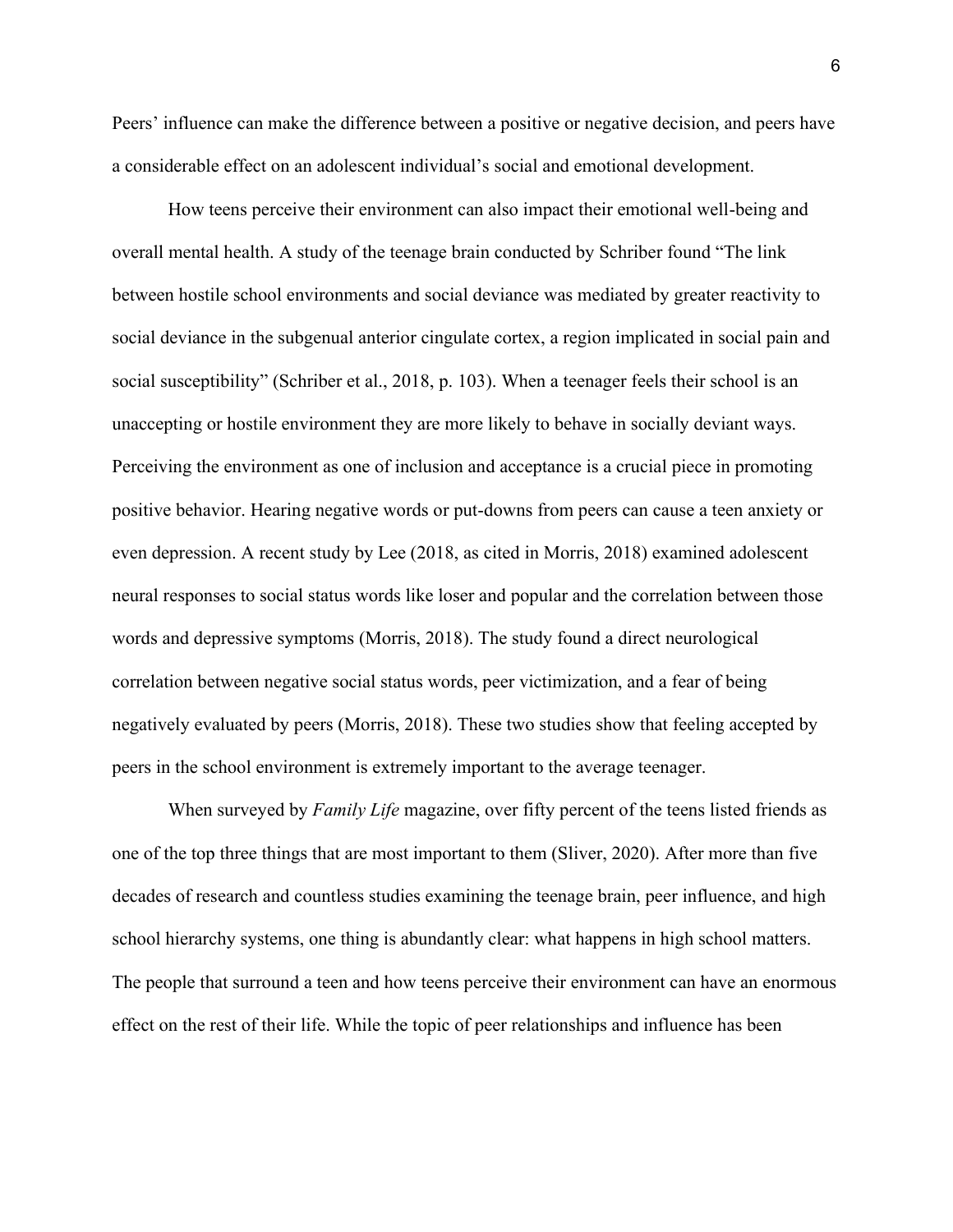Peers' influence can make the difference between a positive or negative decision, and peers have a considerable effect on an adolescent individual's social and emotional development.

How teens perceive their environment can also impact their emotional well-being and overall mental health. A study of the teenage brain conducted by Schriber found "The link between hostile school environments and social deviance was mediated by greater reactivity to social deviance in the subgenual anterior cingulate cortex, a region implicated in social pain and social susceptibility" (Schriber et al., 2018, p. 103). When a teenager feels their school is an unaccepting or hostile environment they are more likely to behave in socially deviant ways. Perceiving the environment as one of inclusion and acceptance is a crucial piece in promoting positive behavior. Hearing negative words or put-downs from peers can cause a teen anxiety or even depression. A recent study by Lee (2018, as cited in Morris, 2018) examined adolescent neural responses to social status words like loser and popular and the correlation between those words and depressive symptoms (Morris, 2018). The study found a direct neurological correlation between negative social status words, peer victimization, and a fear of being negatively evaluated by peers (Morris, 2018). These two studies show that feeling accepted by peers in the school environment is extremely important to the average teenager.

When surveyed by *Family Life* magazine, over fifty percent of the teens listed friends as one of the top three things that are most important to them (Sliver, 2020). After more than five decades of research and countless studies examining the teenage brain, peer influence, and high school hierarchy systems, one thing is abundantly clear: what happens in high school matters. The people that surround a teen and how teens perceive their environment can have an enormous effect on the rest of their life. While the topic of peer relationships and influence has been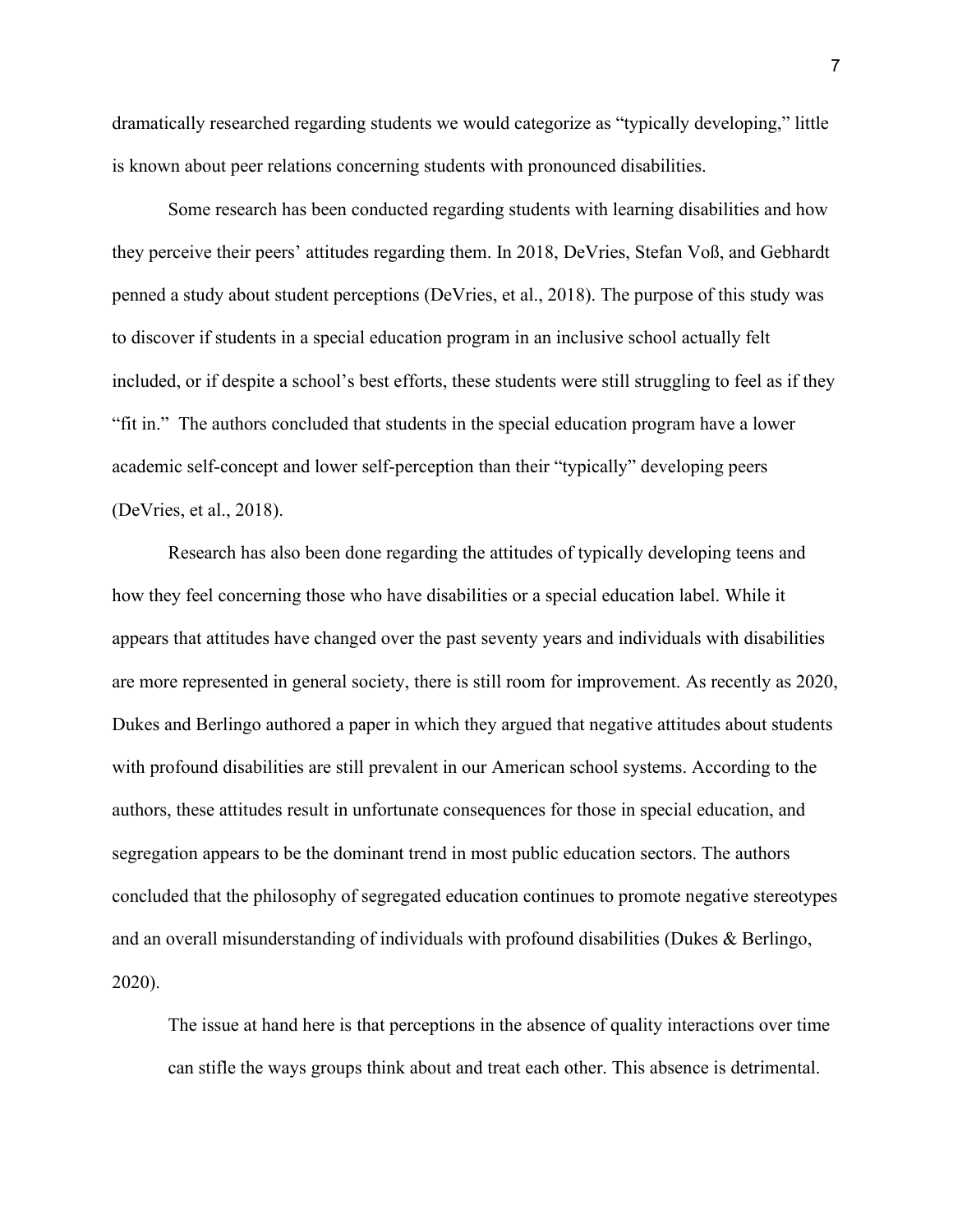dramatically researched regarding students we would categorize as "typically developing," little is known about peer relations concerning students with pronounced disabilities.

Some research has been conducted regarding students with learning disabilities and how they perceive their peers' attitudes regarding them. In 2018, DeVries, Stefan Voß, and Gebhardt penned a study about student perceptions (DeVries, et al., 2018). The purpose of this study was to discover if students in a special education program in an inclusive school actually felt included, or if despite a school's best efforts, these students were still struggling to feel as if they "fit in." The authors concluded that students in the special education program have a lower academic self-concept and lower self-perception than their "typically" developing peers (DeVries, et al., 2018).

Research has also been done regarding the attitudes of typically developing teens and how they feel concerning those who have disabilities or a special education label. While it appears that attitudes have changed over the past seventy years and individuals with disabilities are more represented in general society, there is still room for improvement. As recently as 2020, Dukes and Berlingo authored a paper in which they argued that negative attitudes about students with profound disabilities are still prevalent in our American school systems. According to the authors, these attitudes result in unfortunate consequences for those in special education, and segregation appears to be the dominant trend in most public education sectors. The authors concluded that the philosophy of segregated education continues to promote negative stereotypes and an overall misunderstanding of individuals with profound disabilities (Dukes & Berlingo, 2020).

> The issue at hand here is that perceptions in the absence of quality interactions over time can stifle the ways groups think about and treat each other. This absence is detrimental.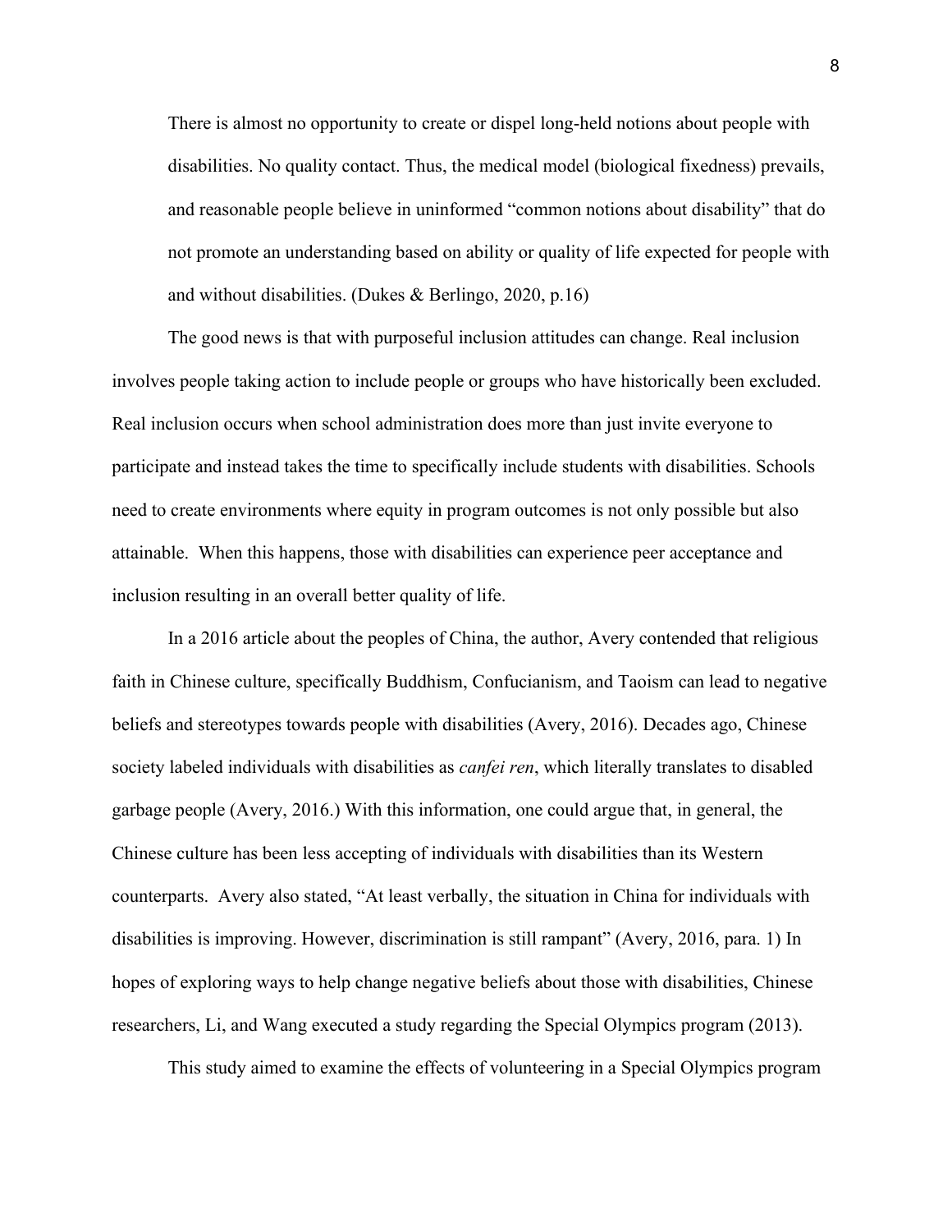> There is almost no opportunity to create or dispel long-held notions about people with disabilities. No quality contact. Thus, the medical model (biological fixedness) prevails, and reasonable people believe in uninformed "common notions about disability" that do not promote an understanding based on ability or quality of life expected for people with and without disabilities. (Dukes & Berlingo, 2020, p.16)

The good news is that with purposeful inclusion attitudes can change. Real inclusion involves people taking action to include people or groups who have historically been excluded. Real inclusion occurs when school administration does more than just invite everyone to participate and instead takes the time to specifically include students with disabilities. Schools need to create environments where equity in program outcomes is not only possible but also attainable. When this happens, those with disabilities can experience peer acceptance and inclusion resulting in an overall better quality of life.

In a 2016 article about the peoples of China, the author, Avery contended that religious faith in Chinese culture, specifically Buddhism, Confucianism, and Taoism can lead to negative beliefs and stereotypes towards people with disabilities (Avery, 2016). Decades ago, Chinese society labeled individuals with disabilities as *canfei ren*, which literally translates to disabled garbage people (Avery, 2016.) With this information, one could argue that, in general, the Chinese culture has been less accepting of individuals with disabilities than its Western counterparts. Avery also stated, "At least verbally, the situation in China for individuals with disabilities is improving. However, discrimination is still rampant" (Avery, 2016, para. 1) In hopes of exploring ways to help change negative beliefs about those with disabilities, Chinese researchers, Li, and Wang executed a study regarding the Special Olympics program (2013).

This study aimed to examine the effects of volunteering in a Special Olympics program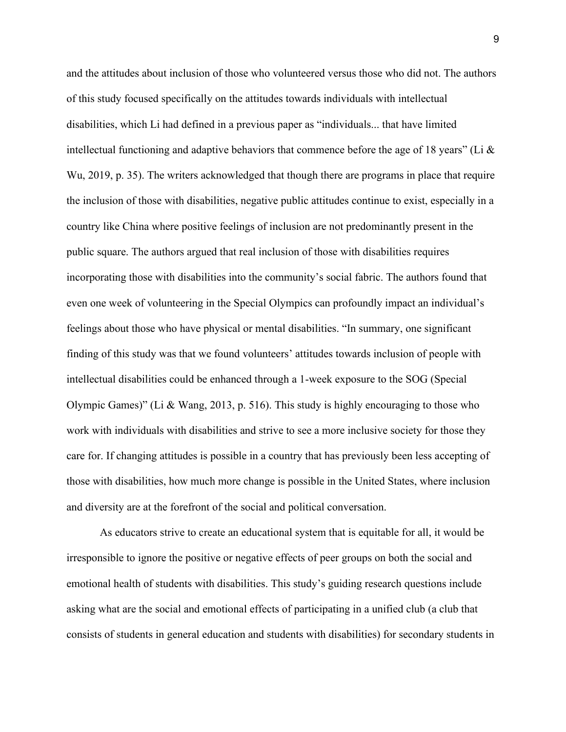and the attitudes about inclusion of those who volunteered versus those who did not. The authors of this study focused specifically on the attitudes towards individuals with intellectual disabilities, which Li had defined in a previous paper as "individuals... that have limited intellectual functioning and adaptive behaviors that commence before the age of 18 years" (Li & Wu, 2019, p. 35). The writers acknowledged that though there are programs in place that require the inclusion of those with disabilities, negative public attitudes continue to exist, especially in a country like China where positive feelings of inclusion are not predominantly present in the public square. The authors argued that real inclusion of those with disabilities requires incorporating those with disabilities into the community's social fabric. The authors found that even one week of volunteering in the Special Olympics can profoundly impact an individual's feelings about those who have physical or mental disabilities. "In summary, one significant finding of this study was that we found volunteers' attitudes towards inclusion of people with intellectual disabilities could be enhanced through a 1-week exposure to the SOG (Special Olympic Games)" (Li & Wang, 2013, p. 516). This study is highly encouraging to those who work with individuals with disabilities and strive to see a more inclusive society for those they care for. If changing attitudes is possible in a country that has previously been less accepting of those with disabilities, how much more change is possible in the United States, where inclusion and diversity are at the forefront of the social and political conversation.

As educators strive to create an educational system that is equitable for all, it would be irresponsible to ignore the positive or negative effects of peer groups on both the social and emotional health of students with disabilities. This study's guiding research questions include asking what are the social and emotional effects of participating in a unified club (a club that consists of students in general education and students with disabilities) for secondary students in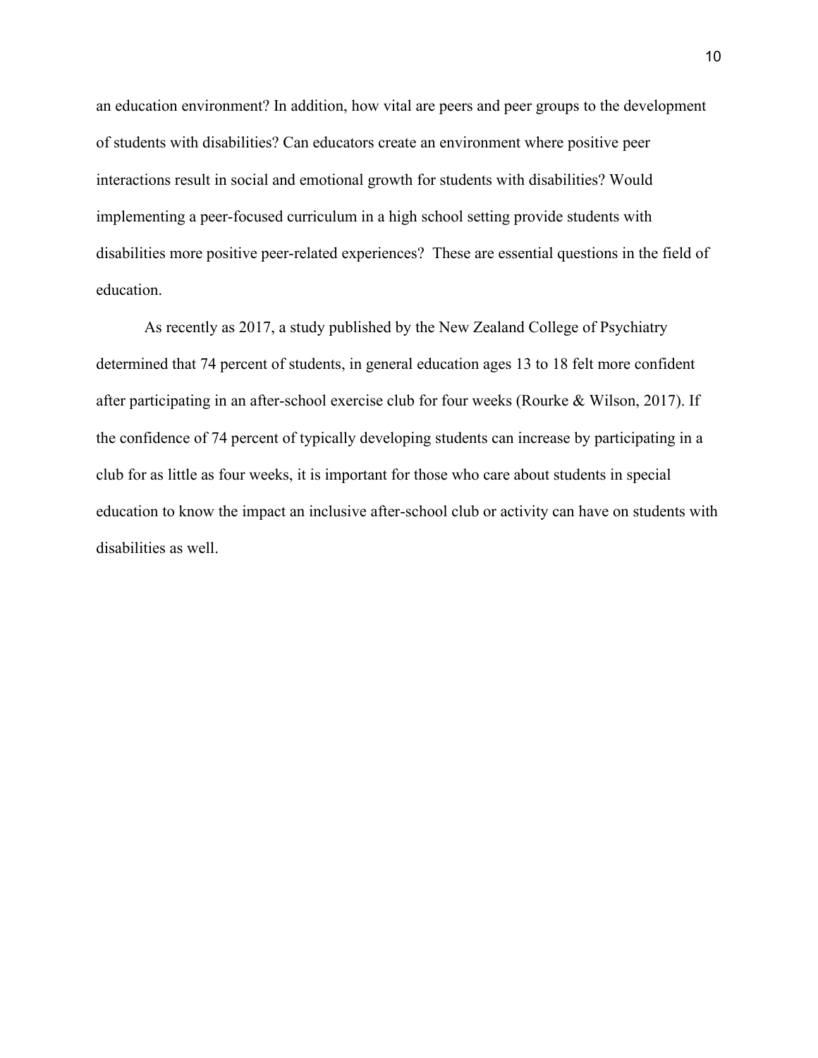an education environment? In addition, how vital are peers and peer groups to the development of students with disabilities? Can educators create an environment where positive peer interactions result in social and emotional growth for students with disabilities? Would implementing a peer-focused curriculum in a high school setting provide students with disabilities more positive peer-related experiences?  These are essential questions in the field of education.

As recently as 2017, a study published by the New Zealand College of Psychiatry determined that 74 percent of students, in general education ages 13 to 18 felt more confident after participating in an after-school exercise club for four weeks (Rourke & Wilson, 2017). If the confidence of 74 percent of typically developing students can increase by participating in a club for as little as four weeks, it is important for those who care about students in special education to know the impact an inclusive after-school club or activity can have on students with disabilities as well.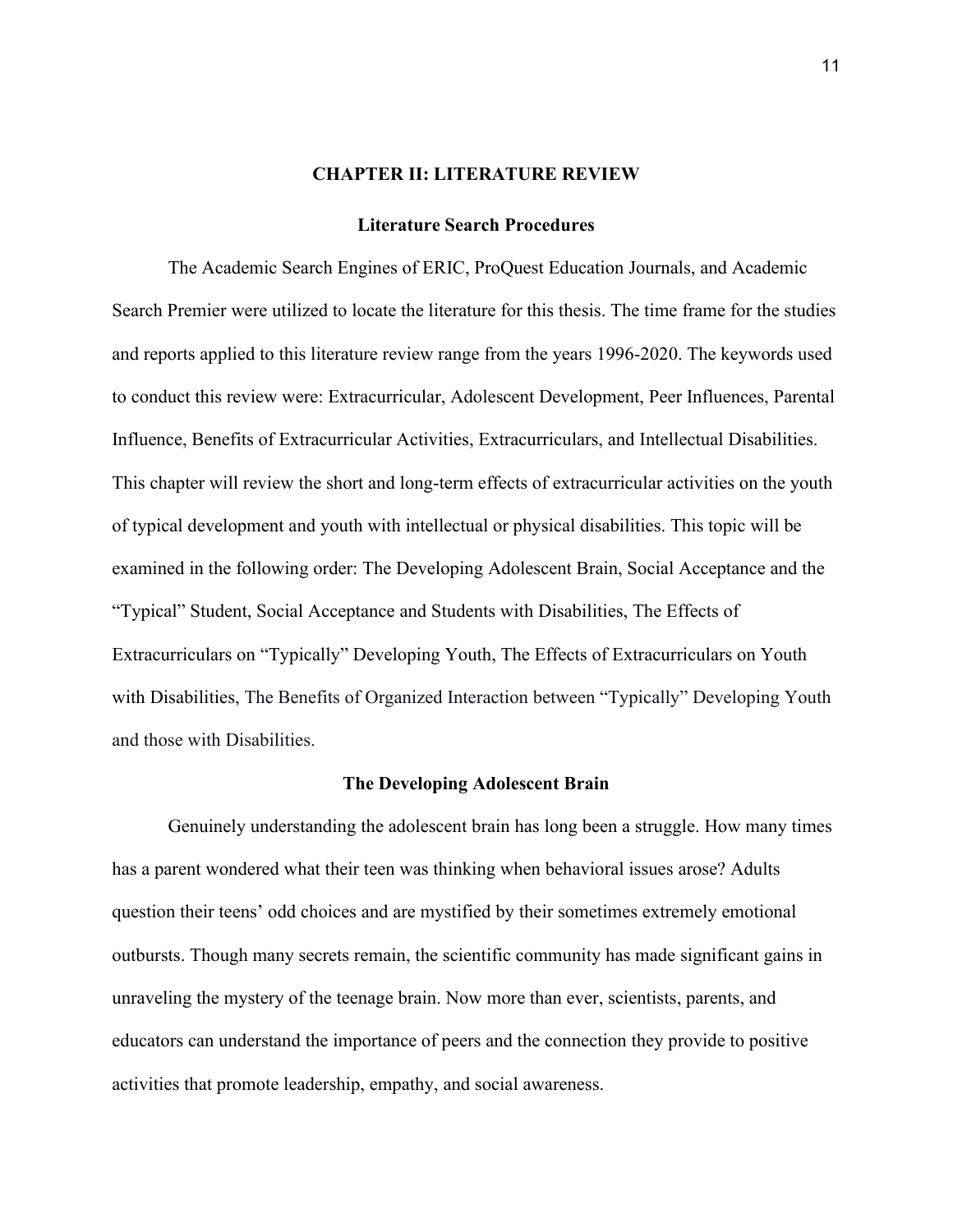# CHAPTER II: LITERATURE REVIEW

## Literature Search Procedures

The Academic Search Engines of ERIC, ProQuest Education Journals, and Academic Search Premier were utilized to locate the literature for this thesis. The time frame for the studies and reports applied to this literature review range from the years 1996-2020. The keywords used to conduct this review were: Extracurricular, Adolescent Development, Peer Influences, Parental Influence, Benefits of Extracurricular Activities, Extracurriculars, and Intellectual Disabilities. This chapter will review the short and long-term effects of extracurricular activities on the youth of typical development and youth with intellectual or physical disabilities. This topic will be examined in the following order: The Developing Adolescent Brain, Social Acceptance and the "Typical" Student, Social Acceptance and Students with Disabilities, The Effects of Extracurriculars on "Typically" Developing Youth, The Effects of Extracurriculars on Youth with Disabilities, The Benefits of Organized Interaction between "Typically" Developing Youth and those with Disabilities.

## The Developing Adolescent Brain

Genuinely understanding the adolescent brain has long been a struggle. How many times has a parent wondered what their teen was thinking when behavioral issues arose? Adults question their teens' odd choices and are mystified by their sometimes extremely emotional outbursts. Though many secrets remain, the scientific community has made significant gains in unraveling the mystery of the teenage brain. Now more than ever, scientists, parents, and educators can understand the importance of peers and the connection they provide to positive activities that promote leadership, empathy, and social awareness.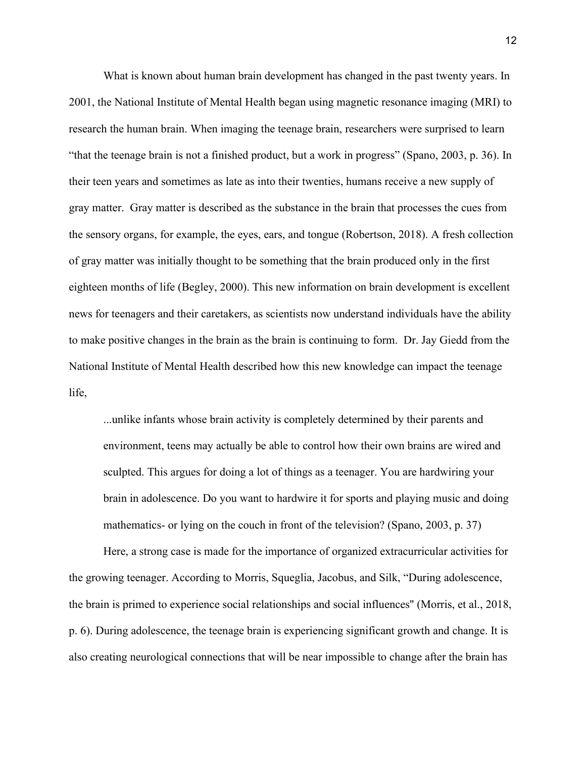What is known about human brain development has changed in the past twenty years. In 2001, the National Institute of Mental Health began using magnetic resonance imaging (MRI) to research the human brain. When imaging the teenage brain, researchers were surprised to learn "that the teenage brain is not a finished product, but a work in progress" (Spano, 2003, p. 36). In their teen years and sometimes as late as into their twenties, humans receive a new supply of gray matter. Gray matter is described as the substance in the brain that processes the cues from the sensory organs, for example, the eyes, ears, and tongue (Robertson, 2018). A fresh collection of gray matter was initially thought to be something that the brain produced only in the first eighteen months of life (Begley, 2000). This new information on brain development is excellent news for teenagers and their caretakers, as scientists now understand individuals have the ability to make positive changes in the brain as the brain is continuing to form. Dr. Jay Giedd from the National Institute of Mental Health described how this new knowledge can impact the teenage life,

> ...unlike infants whose brain activity is completely determined by their parents and environment, teens may actually be able to control how their own brains are wired and sculpted. This argues for doing a lot of things as a teenager. You are hardwiring your brain in adolescence. Do you want to hardwire it for sports and playing music and doing mathematics- or lying on the couch in front of the television? (Spano, 2003, p. 37)

Here, a strong case is made for the importance of organized extracurricular activities for the growing teenager. According to Morris, Squeglia, Jacobus, and Silk, "During adolescence, the brain is primed to experience social relationships and social influences" (Morris, et al., 2018, p. 6). During adolescence, the teenage brain is experiencing significant growth and change. It is also creating neurological connections that will be near impossible to change after the brain has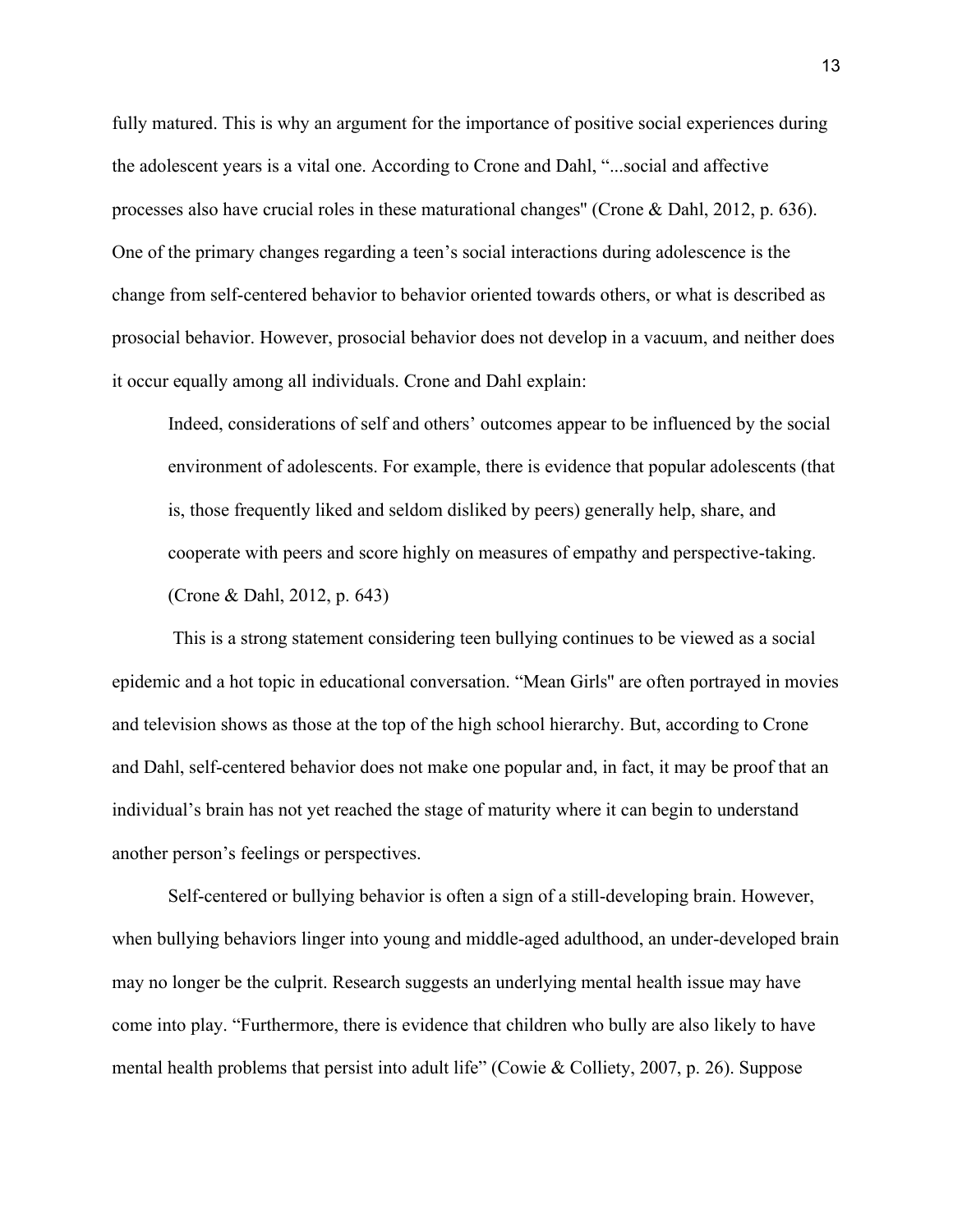fully matured. This is why an argument for the importance of positive social experiences during the adolescent years is a vital one. According to Crone and Dahl, "...social and affective processes also have crucial roles in these maturational changes" (Crone & Dahl, 2012, p. 636). One of the primary changes regarding a teen's social interactions during adolescence is the change from self-centered behavior to behavior oriented towards others, or what is described as prosocial behavior. However, prosocial behavior does not develop in a vacuum, and neither does it occur equally among all individuals. Crone and Dahl explain:

> Indeed, considerations of self and others' outcomes appear to be influenced by the social environment of adolescents. For example, there is evidence that popular adolescents (that is, those frequently liked and seldom disliked by peers) generally help, share, and cooperate with peers and score highly on measures of empathy and perspective-taking. (Crone & Dahl, 2012, p. 643)

This is a strong statement considering teen bullying continues to be viewed as a social epidemic and a hot topic in educational conversation. "Mean Girls" are often portrayed in movies and television shows as those at the top of the high school hierarchy. But, according to Crone and Dahl, self-centered behavior does not make one popular and, in fact, it may be proof that an individual's brain has not yet reached the stage of maturity where it can begin to understand another person's feelings or perspectives.

Self-centered or bullying behavior is often a sign of a still-developing brain. However, when bullying behaviors linger into young and middle-aged adulthood, an under-developed brain may no longer be the culprit. Research suggests an underlying mental health issue may have come into play. "Furthermore, there is evidence that children who bully are also likely to have mental health problems that persist into adult life" (Cowie & Colliety, 2007, p. 26). Suppose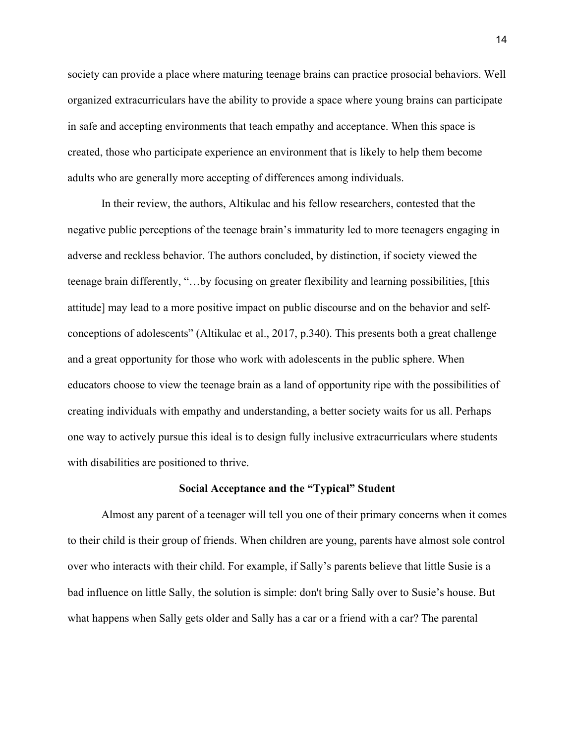society can provide a place where maturing teenage brains can practice prosocial behaviors. Well organized extracurriculars have the ability to provide a space where young brains can participate in safe and accepting environments that teach empathy and acceptance. When this space is created, those who participate experience an environment that is likely to help them become adults who are generally more accepting of differences among individuals.

In their review, the authors, Altikulac and his fellow researchers, contested that the negative public perceptions of the teenage brain's immaturity led to more teenagers engaging in adverse and reckless behavior. The authors concluded, by distinction, if society viewed the teenage brain differently, "…by focusing on greater flexibility and learning possibilities, [this attitude] may lead to a more positive impact on public discourse and on the behavior and self-conceptions of adolescents" (Altikulac et al., 2017, p.340). This presents both a great challenge and a great opportunity for those who work with adolescents in the public sphere. When educators choose to view the teenage brain as a land of opportunity ripe with the possibilities of creating individuals with empathy and understanding, a better society waits for us all. Perhaps one way to actively pursue this ideal is to design fully inclusive extracurriculars where students with disabilities are positioned to thrive.

## Social Acceptance and the "Typical" Student

Almost any parent of a teenager will tell you one of their primary concerns when it comes to their child is their group of friends. When children are young, parents have almost sole control over who interacts with their child. For example, if Sally's parents believe that little Susie is a bad influence on little Sally, the solution is simple: don't bring Sally over to Susie's house. But what happens when Sally gets older and Sally has a car or a friend with a car? The parental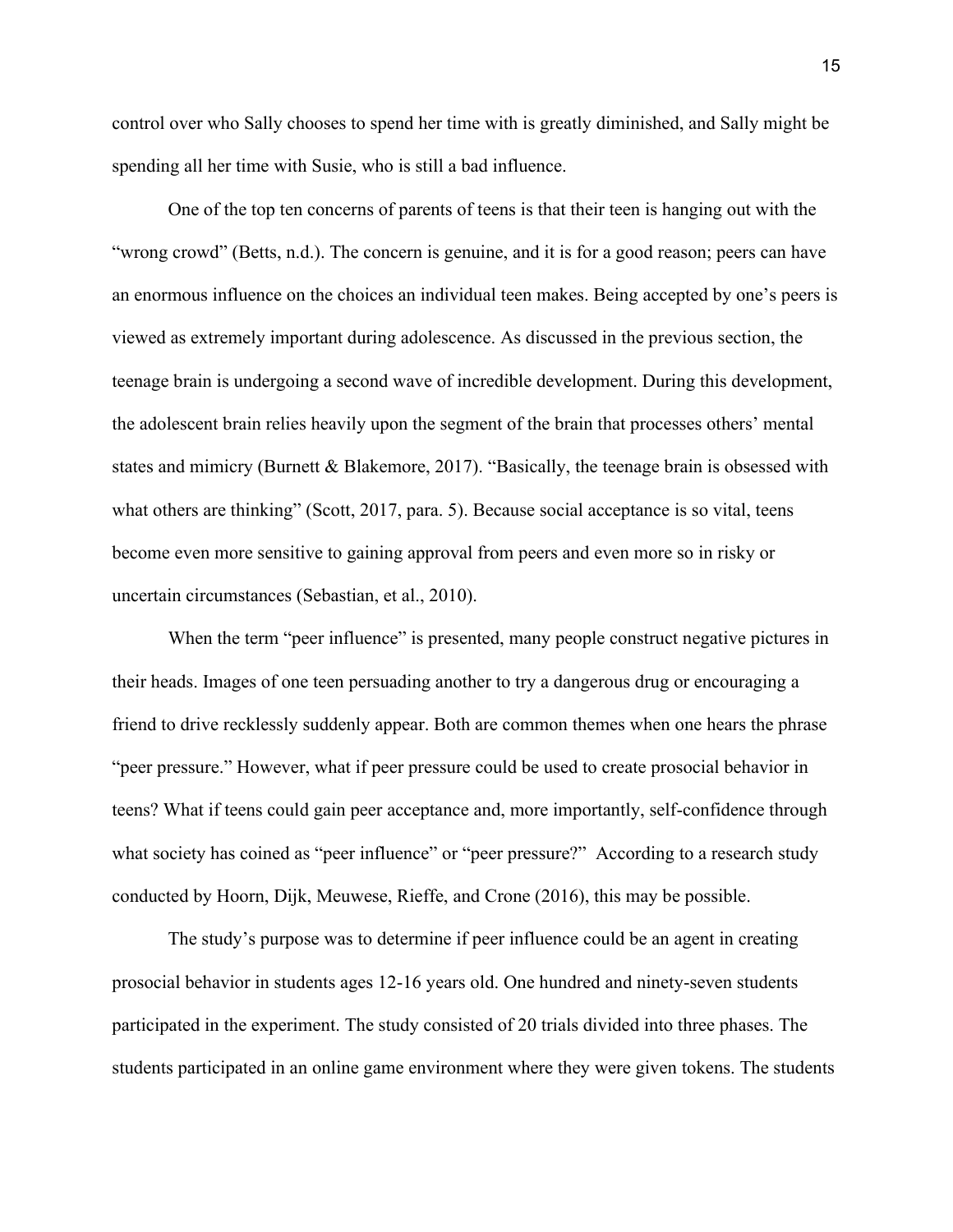control over who Sally chooses to spend her time with is greatly diminished, and Sally might be spending all her time with Susie, who is still a bad influence.

One of the top ten concerns of parents of teens is that their teen is hanging out with the "wrong crowd" (Betts, n.d.). The concern is genuine, and it is for a good reason; peers can have an enormous influence on the choices an individual teen makes. Being accepted by one's peers is viewed as extremely important during adolescence. As discussed in the previous section, the teenage brain is undergoing a second wave of incredible development. During this development, the adolescent brain relies heavily upon the segment of the brain that processes others' mental states and mimicry (Burnett & Blakemore, 2017). "Basically, the teenage brain is obsessed with what others are thinking" (Scott, 2017, para. 5). Because social acceptance is so vital, teens become even more sensitive to gaining approval from peers and even more so in risky or uncertain circumstances (Sebastian, et al., 2010).

When the term "peer influence" is presented, many people construct negative pictures in their heads. Images of one teen persuading another to try a dangerous drug or encouraging a friend to drive recklessly suddenly appear. Both are common themes when one hears the phrase "peer pressure." However, what if peer pressure could be used to create prosocial behavior in teens? What if teens could gain peer acceptance and, more importantly, self-confidence through what society has coined as "peer influence" or "peer pressure?" According to a research study conducted by Hoorn, Dijk, Meuwese, Rieffe, and Crone (2016), this may be possible.

The study's purpose was to determine if peer influence could be an agent in creating prosocial behavior in students ages 12-16 years old. One hundred and ninety-seven students participated in the experiment. The study consisted of 20 trials divided into three phases. The students participated in an online game environment where they were given tokens. The students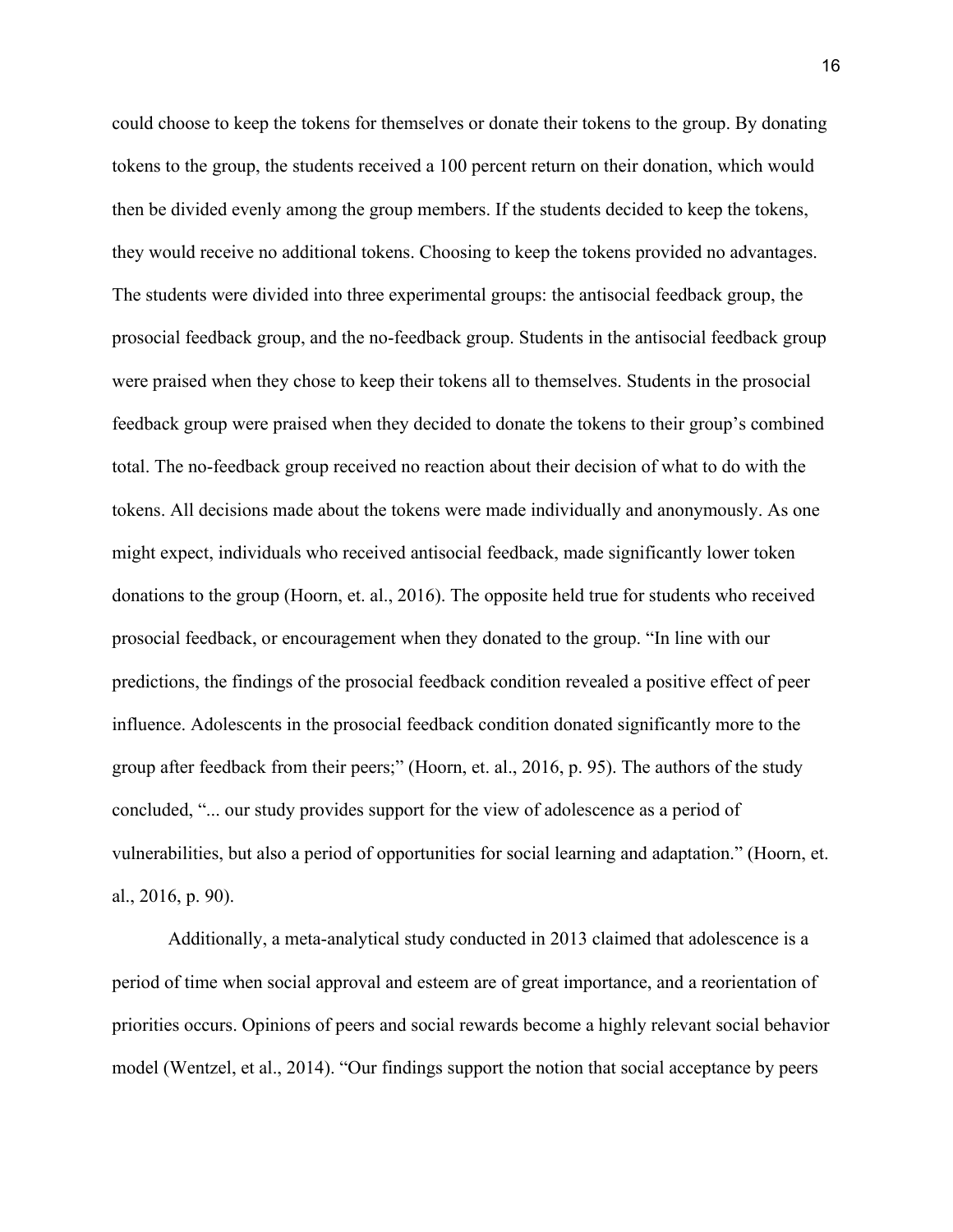could choose to keep the tokens for themselves or donate their tokens to the group. By donating tokens to the group, the students received a 100 percent return on their donation, which would then be divided evenly among the group members. If the students decided to keep the tokens, they would receive no additional tokens. Choosing to keep the tokens provided no advantages. The students were divided into three experimental groups: the antisocial feedback group, the prosocial feedback group, and the no-feedback group. Students in the antisocial feedback group were praised when they chose to keep their tokens all to themselves. Students in the prosocial feedback group were praised when they decided to donate the tokens to their group's combined total. The no-feedback group received no reaction about their decision of what to do with the tokens. All decisions made about the tokens were made individually and anonymously. As one might expect, individuals who received antisocial feedback, made significantly lower token donations to the group (Hoorn, et. al., 2016). The opposite held true for students who received prosocial feedback, or encouragement when they donated to the group. "In line with our predictions, the findings of the prosocial feedback condition revealed a positive effect of peer influence. Adolescents in the prosocial feedback condition donated significantly more to the group after feedback from their peers;" (Hoorn, et. al., 2016, p. 95). The authors of the study concluded, "... our study provides support for the view of adolescence as a period of vulnerabilities, but also a period of opportunities for social learning and adaptation." (Hoorn, et. al., 2016, p. 90).

Additionally, a meta-analytical study conducted in 2013 claimed that adolescence is a period of time when social approval and esteem are of great importance, and a reorientation of priorities occurs. Opinions of peers and social rewards become a highly relevant social behavior model (Wentzel, et al., 2014). "Our findings support the notion that social acceptance by peers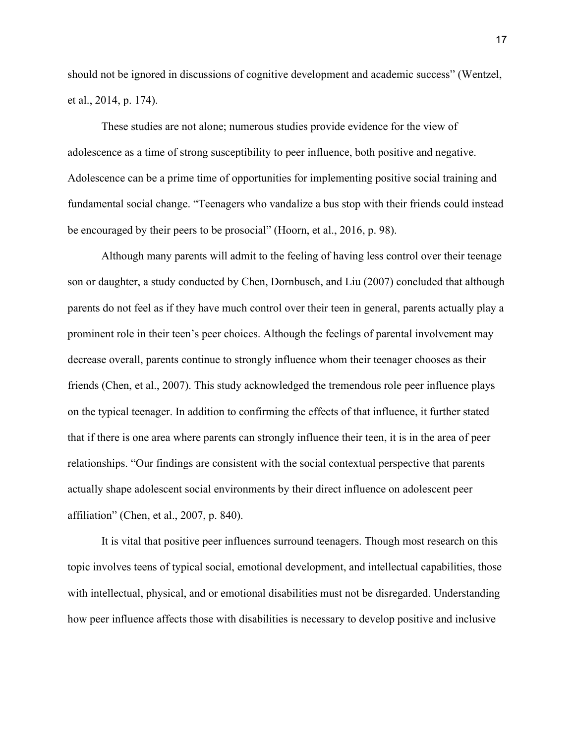should not be ignored in discussions of cognitive development and academic success" (Wentzel, et al., 2014, p. 174).

These studies are not alone; numerous studies provide evidence for the view of adolescence as a time of strong susceptibility to peer influence, both positive and negative. Adolescence can be a prime time of opportunities for implementing positive social training and fundamental social change. "Teenagers who vandalize a bus stop with their friends could instead be encouraged by their peers to be prosocial" (Hoorn, et al., 2016, p. 98).

Although many parents will admit to the feeling of having less control over their teenage son or daughter, a study conducted by Chen, Dornbusch, and Liu (2007) concluded that although parents do not feel as if they have much control over their teen in general, parents actually play a prominent role in their teen's peer choices. Although the feelings of parental involvement may decrease overall, parents continue to strongly influence whom their teenager chooses as their friends (Chen, et al., 2007). This study acknowledged the tremendous role peer influence plays on the typical teenager. In addition to confirming the effects of that influence, it further stated that if there is one area where parents can strongly influence their teen, it is in the area of peer relationships. "Our findings are consistent with the social contextual perspective that parents actually shape adolescent social environments by their direct influence on adolescent peer affiliation" (Chen, et al., 2007, p. 840).

It is vital that positive peer influences surround teenagers. Though most research on this topic involves teens of typical social, emotional development, and intellectual capabilities, those with intellectual, physical, and or emotional disabilities must not be disregarded. Understanding how peer influence affects those with disabilities is necessary to develop positive and inclusive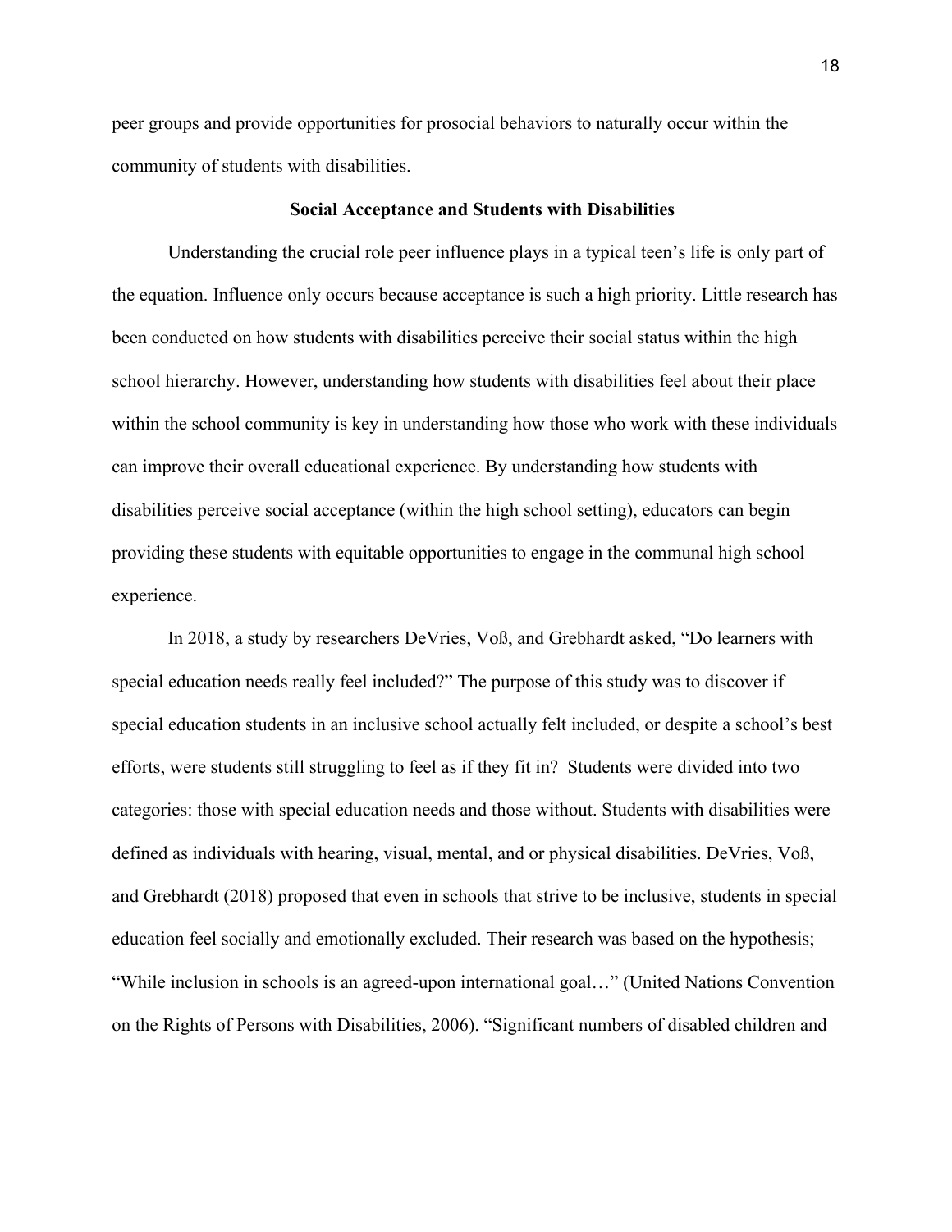peer groups and provide opportunities for prosocial behaviors to naturally occur within the community of students with disabilities.

## Social Acceptance and Students with Disabilities

Understanding the crucial role peer influence plays in a typical teen's life is only part of the equation. Influence only occurs because acceptance is such a high priority. Little research has been conducted on how students with disabilities perceive their social status within the high school hierarchy. However, understanding how students with disabilities feel about their place within the school community is key in understanding how those who work with these individuals can improve their overall educational experience. By understanding how students with disabilities perceive social acceptance (within the high school setting), educators can begin providing these students with equitable opportunities to engage in the communal high school experience.

In 2018, a study by researchers DeVries, Voß, and Grebhardt asked, "Do learners with special education needs really feel included?" The purpose of this study was to discover if special education students in an inclusive school actually felt included, or despite a school's best efforts, were students still struggling to feel as if they fit in? Students were divided into two categories: those with special education needs and those without. Students with disabilities were defined as individuals with hearing, visual, mental, and or physical disabilities. DeVries, Voß, and Grebhardt (2018) proposed that even in schools that strive to be inclusive, students in special education feel socially and emotionally excluded. Their research was based on the hypothesis; "While inclusion in schools is an agreed-upon international goal…" (United Nations Convention on the Rights of Persons with Disabilities, 2006). "Significant numbers of disabled children and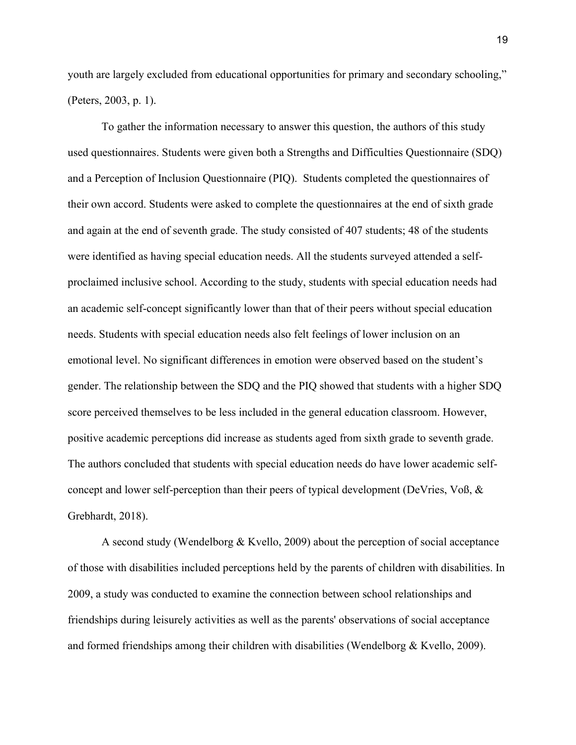youth are largely excluded from educational opportunities for primary and secondary schooling," (Peters, 2003, p. 1).

To gather the information necessary to answer this question, the authors of this study used questionnaires. Students were given both a Strengths and Difficulties Questionnaire (SDQ) and a Perception of Inclusion Questionnaire (PIQ). Students completed the questionnaires of their own accord. Students were asked to complete the questionnaires at the end of sixth grade and again at the end of seventh grade. The study consisted of 407 students; 48 of the students were identified as having special education needs. All the students surveyed attended a self-proclaimed inclusive school. According to the study, students with special education needs had an academic self-concept significantly lower than that of their peers without special education needs. Students with special education needs also felt feelings of lower inclusion on an emotional level. No significant differences in emotion were observed based on the student's gender. The relationship between the SDQ and the PIQ showed that students with a higher SDQ score perceived themselves to be less included in the general education classroom. However, positive academic perceptions did increase as students aged from sixth grade to seventh grade. The authors concluded that students with special education needs do have lower academic self-concept and lower self-perception than their peers of typical development (DeVries, Voß, & Grebhardt, 2018).

A second study (Wendelborg & Kvello, 2009) about the perception of social acceptance of those with disabilities included perceptions held by the parents of children with disabilities. In 2009, a study was conducted to examine the connection between school relationships and friendships during leisurely activities as well as the parents' observations of social acceptance and formed friendships among their children with disabilities (Wendelborg & Kvello, 2009).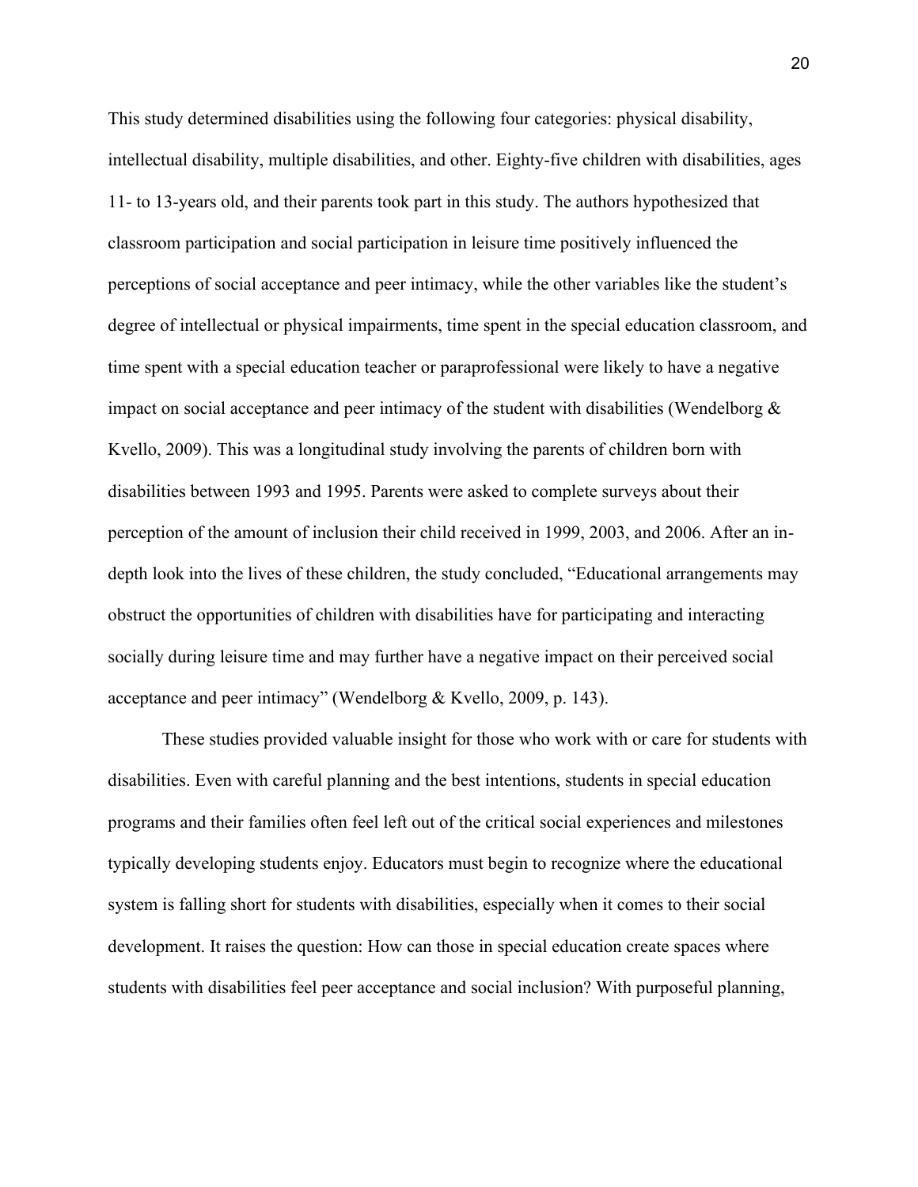This study determined disabilities using the following four categories: physical disability, intellectual disability, multiple disabilities, and other. Eighty-five children with disabilities, ages 11- to 13-years old, and their parents took part in this study. The authors hypothesized that classroom participation and social participation in leisure time positively influenced the perceptions of social acceptance and peer intimacy, while the other variables like the student's degree of intellectual or physical impairments, time spent in the special education classroom, and time spent with a special education teacher or paraprofessional were likely to have a negative impact on social acceptance and peer intimacy of the student with disabilities (Wendelborg & Kvello, 2009). This was a longitudinal study involving the parents of children born with disabilities between 1993 and 1995. Parents were asked to complete surveys about their perception of the amount of inclusion their child received in 1999, 2003, and 2006. After an in-depth look into the lives of these children, the study concluded, "Educational arrangements may obstruct the opportunities of children with disabilities have for participating and interacting socially during leisure time and may further have a negative impact on their perceived social acceptance and peer intimacy" (Wendelborg & Kvello, 2009, p. 143).

These studies provided valuable insight for those who work with or care for students with disabilities. Even with careful planning and the best intentions, students in special education programs and their families often feel left out of the critical social experiences and milestones typically developing students enjoy. Educators must begin to recognize where the educational system is falling short for students with disabilities, especially when it comes to their social development. It raises the question: How can those in special education create spaces where students with disabilities feel peer acceptance and social inclusion? With purposeful planning,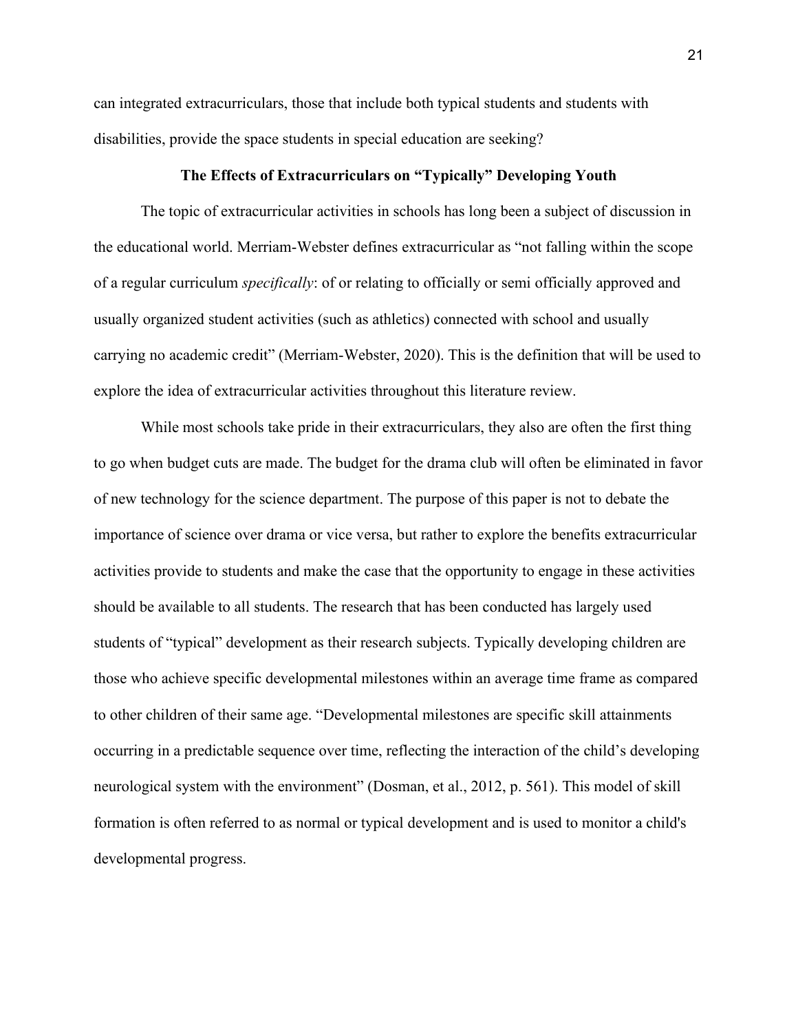can integrated extracurriculars, those that include both typical students and students with disabilities, provide the space students in special education are seeking?

## The Effects of Extracurriculars on “Typically” Developing Youth

The topic of extracurricular activities in schools has long been a subject of discussion in the educational world. Merriam-Webster defines extracurricular as “not falling within the scope of a regular curriculum *specifically*: of or relating to officially or semi officially approved and usually organized student activities (such as athletics) connected with school and usually carrying no academic credit” (Merriam-Webster, 2020). This is the definition that will be used to explore the idea of extracurricular activities throughout this literature review.

While most schools take pride in their extracurriculars, they also are often the first thing to go when budget cuts are made. The budget for the drama club will often be eliminated in favor of new technology for the science department. The purpose of this paper is not to debate the importance of science over drama or vice versa, but rather to explore the benefits extracurricular activities provide to students and make the case that the opportunity to engage in these activities should be available to all students. The research that has been conducted has largely used students of “typical” development as their research subjects. Typically developing children are those who achieve specific developmental milestones within an average time frame as compared to other children of their same age. “Developmental milestones are specific skill attainments occurring in a predictable sequence over time, reflecting the interaction of the child’s developing neurological system with the environment” (Dosman, et al., 2012, p. 561). This model of skill formation is often referred to as normal or typical development and is used to monitor a child's developmental progress.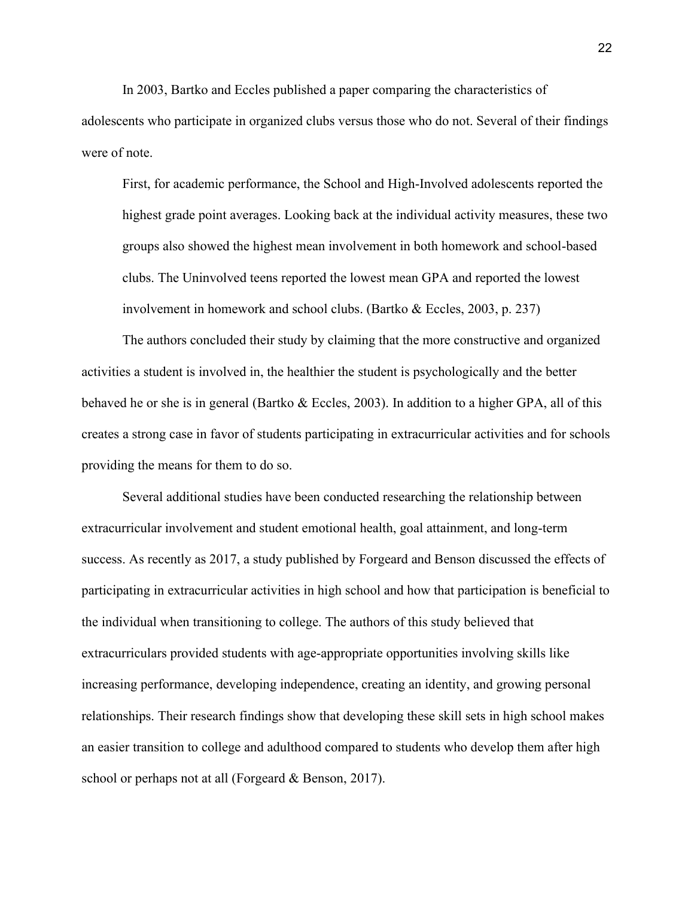In 2003, Bartko and Eccles published a paper comparing the characteristics of adolescents who participate in organized clubs versus those who do not. Several of their findings were of note.

> First, for academic performance, the School and High-Involved adolescents reported the highest grade point averages. Looking back at the individual activity measures, these two groups also showed the highest mean involvement in both homework and school-based clubs. The Uninvolved teens reported the lowest mean GPA and reported the lowest involvement in homework and school clubs. (Bartko & Eccles, 2003, p. 237)

The authors concluded their study by claiming that the more constructive and organized activities a student is involved in, the healthier the student is psychologically and the better behaved he or she is in general (Bartko & Eccles, 2003). In addition to a higher GPA, all of this creates a strong case in favor of students participating in extracurricular activities and for schools providing the means for them to do so.

Several additional studies have been conducted researching the relationship between extracurricular involvement and student emotional health, goal attainment, and long-term success. As recently as 2017, a study published by Forgeard and Benson discussed the effects of participating in extracurricular activities in high school and how that participation is beneficial to the individual when transitioning to college. The authors of this study believed that extracurriculars provided students with age-appropriate opportunities involving skills like increasing performance, developing independence, creating an identity, and growing personal relationships. Their research findings show that developing these skill sets in high school makes an easier transition to college and adulthood compared to students who develop them after high school or perhaps not at all (Forgeard & Benson, 2017).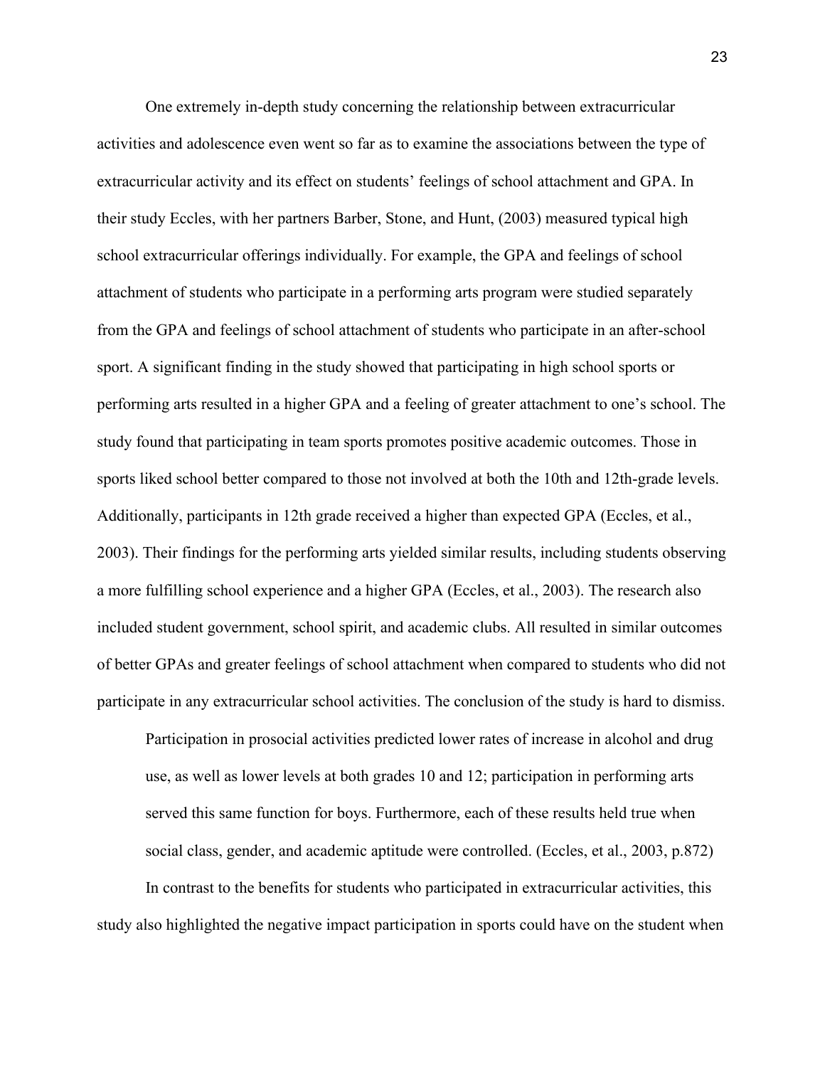One extremely in-depth study concerning the relationship between extracurricular activities and adolescence even went so far as to examine the associations between the type of extracurricular activity and its effect on students' feelings of school attachment and GPA. In their study Eccles, with her partners Barber, Stone, and Hunt, (2003) measured typical high school extracurricular offerings individually. For example, the GPA and feelings of school attachment of students who participate in a performing arts program were studied separately from the GPA and feelings of school attachment of students who participate in an after-school sport. A significant finding in the study showed that participating in high school sports or performing arts resulted in a higher GPA and a feeling of greater attachment to one's school. The study found that participating in team sports promotes positive academic outcomes. Those in sports liked school better compared to those not involved at both the 10th and 12th-grade levels. Additionally, participants in 12th grade received a higher than expected GPA (Eccles, et al., 2003). Their findings for the performing arts yielded similar results, including students observing a more fulfilling school experience and a higher GPA (Eccles, et al., 2003). The research also included student government, school spirit, and academic clubs. All resulted in similar outcomes of better GPAs and greater feelings of school attachment when compared to students who did not participate in any extracurricular school activities. The conclusion of the study is hard to dismiss.

> Participation in prosocial activities predicted lower rates of increase in alcohol and drug use, as well as lower levels at both grades 10 and 12; participation in performing arts served this same function for boys. Furthermore, each of these results held true when social class, gender, and academic aptitude were controlled. (Eccles, et al., 2003, p.872)

In contrast to the benefits for students who participated in extracurricular activities, this study also highlighted the negative impact participation in sports could have on the student when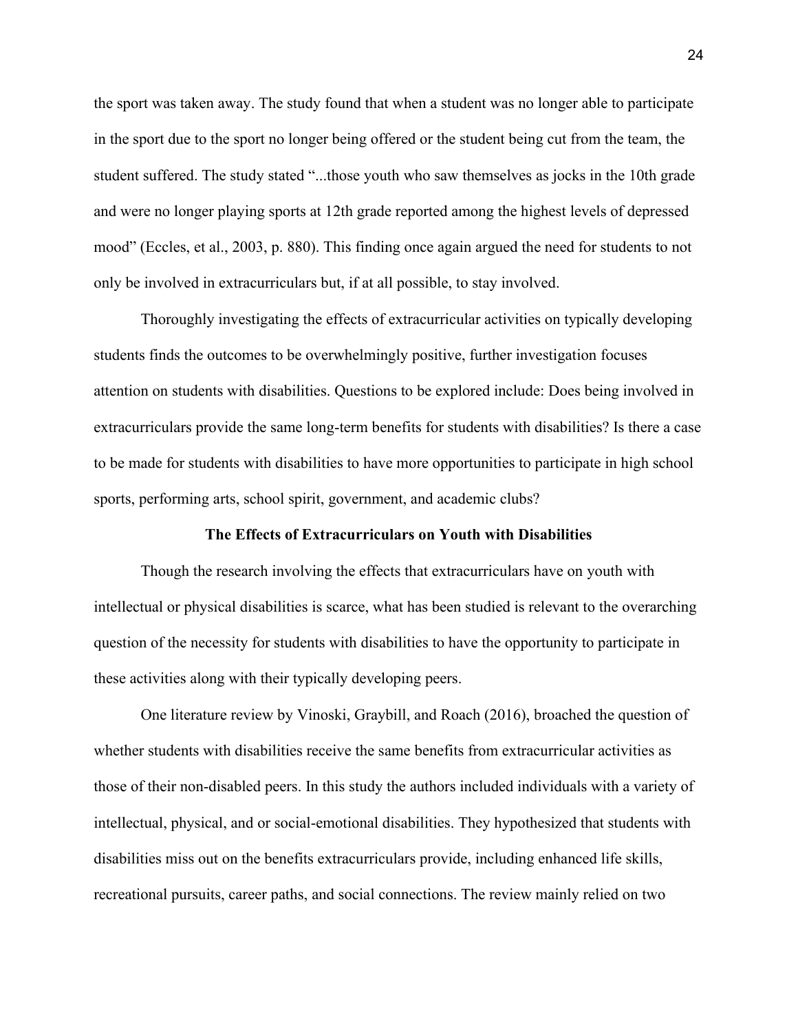the sport was taken away. The study found that when a student was no longer able to participate in the sport due to the sport no longer being offered or the student being cut from the team, the student suffered. The study stated "...those youth who saw themselves as jocks in the 10th grade and were no longer playing sports at 12th grade reported among the highest levels of depressed mood" (Eccles, et al., 2003, p. 880). This finding once again argued the need for students to not only be involved in extracurriculars but, if at all possible, to stay involved.

Thoroughly investigating the effects of extracurricular activities on typically developing students finds the outcomes to be overwhelmingly positive, further investigation focuses attention on students with disabilities. Questions to be explored include: Does being involved in extracurriculars provide the same long-term benefits for students with disabilities? Is there a case to be made for students with disabilities to have more opportunities to participate in high school sports, performing arts, school spirit, government, and academic clubs?

## The Effects of Extracurriculars on Youth with Disabilities

Though the research involving the effects that extracurriculars have on youth with intellectual or physical disabilities is scarce, what has been studied is relevant to the overarching question of the necessity for students with disabilities to have the opportunity to participate in these activities along with their typically developing peers.

One literature review by Vinoski, Graybill, and Roach (2016), broached the question of whether students with disabilities receive the same benefits from extracurricular activities as those of their non-disabled peers. In this study the authors included individuals with a variety of intellectual, physical, and or social-emotional disabilities. They hypothesized that students with disabilities miss out on the benefits extracurriculars provide, including enhanced life skills, recreational pursuits, career paths, and social connections. The review mainly relied on two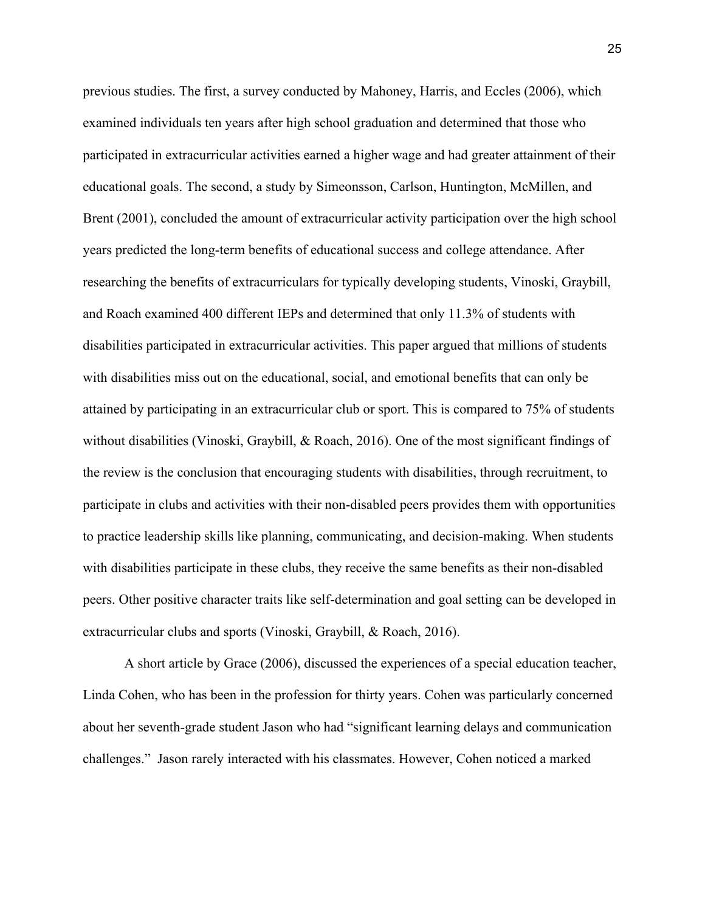previous studies. The first, a survey conducted by Mahoney, Harris, and Eccles (2006), which examined individuals ten years after high school graduation and determined that those who participated in extracurricular activities earned a higher wage and had greater attainment of their educational goals. The second, a study by Simeonsson, Carlson, Huntington, McMillen, and Brent (2001), concluded the amount of extracurricular activity participation over the high school years predicted the long-term benefits of educational success and college attendance. After researching the benefits of extracurriculars for typically developing students, Vinoski, Graybill, and Roach examined 400 different IEPs and determined that only 11.3% of students with disabilities participated in extracurricular activities. This paper argued that millions of students with disabilities miss out on the educational, social, and emotional benefits that can only be attained by participating in an extracurricular club or sport. This is compared to 75% of students without disabilities (Vinoski, Graybill, & Roach, 2016). One of the most significant findings of the review is the conclusion that encouraging students with disabilities, through recruitment, to participate in clubs and activities with their non-disabled peers provides them with opportunities to practice leadership skills like planning, communicating, and decision-making. When students with disabilities participate in these clubs, they receive the same benefits as their non-disabled peers. Other positive character traits like self-determination and goal setting can be developed in extracurricular clubs and sports (Vinoski, Graybill, & Roach, 2016).

A short article by Grace (2006), discussed the experiences of a special education teacher, Linda Cohen, who has been in the profession for thirty years. Cohen was particularly concerned about her seventh-grade student Jason who had "significant learning delays and communication challenges." Jason rarely interacted with his classmates. However, Cohen noticed a marked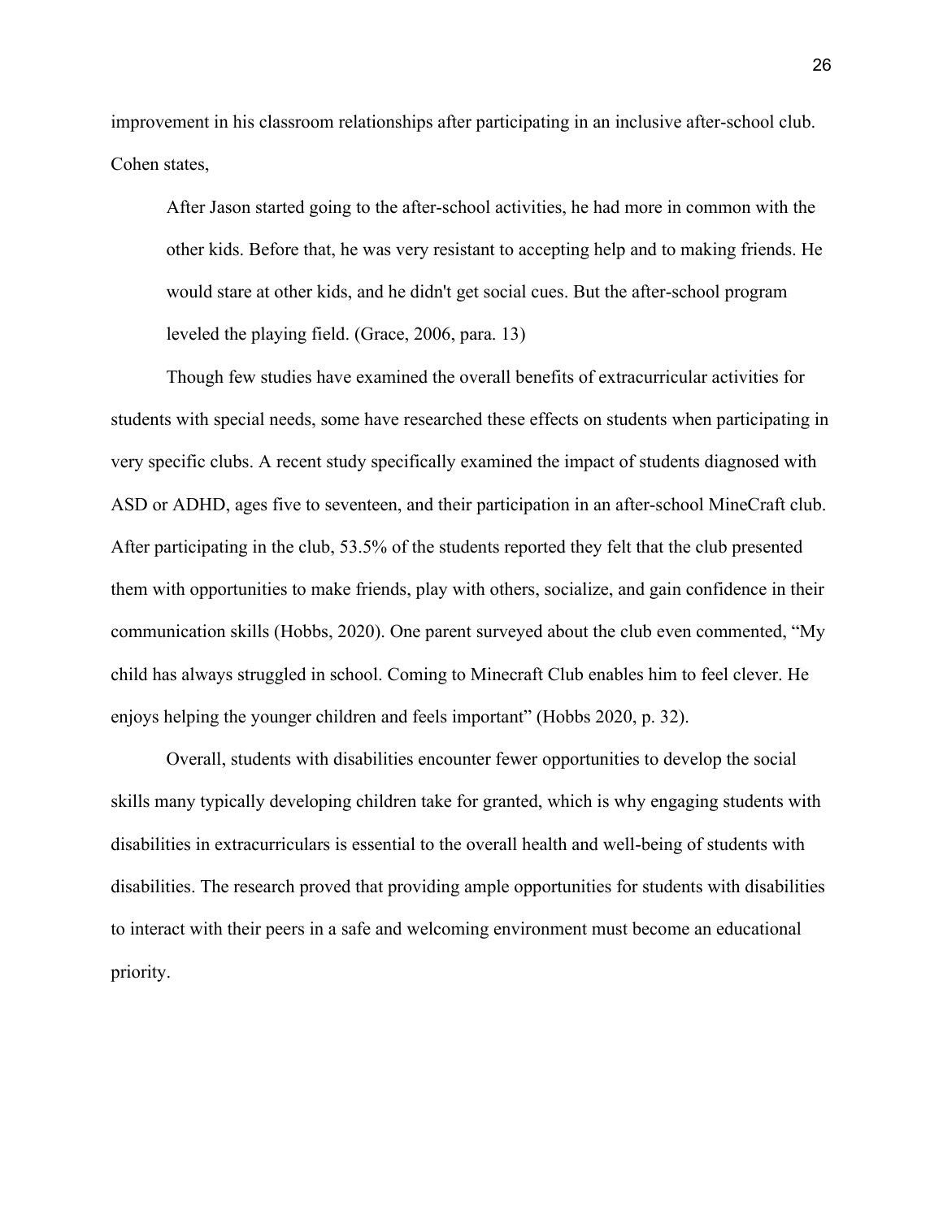improvement in his classroom relationships after participating in an inclusive after-school club. Cohen states,

> After Jason started going to the after-school activities, he had more in common with the other kids. Before that, he was very resistant to accepting help and to making friends. He would stare at other kids, and he didn't get social cues. But the after-school program leveled the playing field. (Grace, 2006, para. 13)

Though few studies have examined the overall benefits of extracurricular activities for students with special needs, some have researched these effects on students when participating in very specific clubs. A recent study specifically examined the impact of students diagnosed with ASD or ADHD, ages five to seventeen, and their participation in an after-school MineCraft club. After participating in the club, 53.5% of the students reported they felt that the club presented them with opportunities to make friends, play with others, socialize, and gain confidence in their communication skills (Hobbs, 2020). One parent surveyed about the club even commented, "My child has always struggled in school. Coming to Minecraft Club enables him to feel clever. He enjoys helping the younger children and feels important" (Hobbs 2020, p. 32).

Overall, students with disabilities encounter fewer opportunities to develop the social skills many typically developing children take for granted, which is why engaging students with disabilities in extracurriculars is essential to the overall health and well-being of students with disabilities. The research proved that providing ample opportunities for students with disabilities to interact with their peers in a safe and welcoming environment must become an educational priority.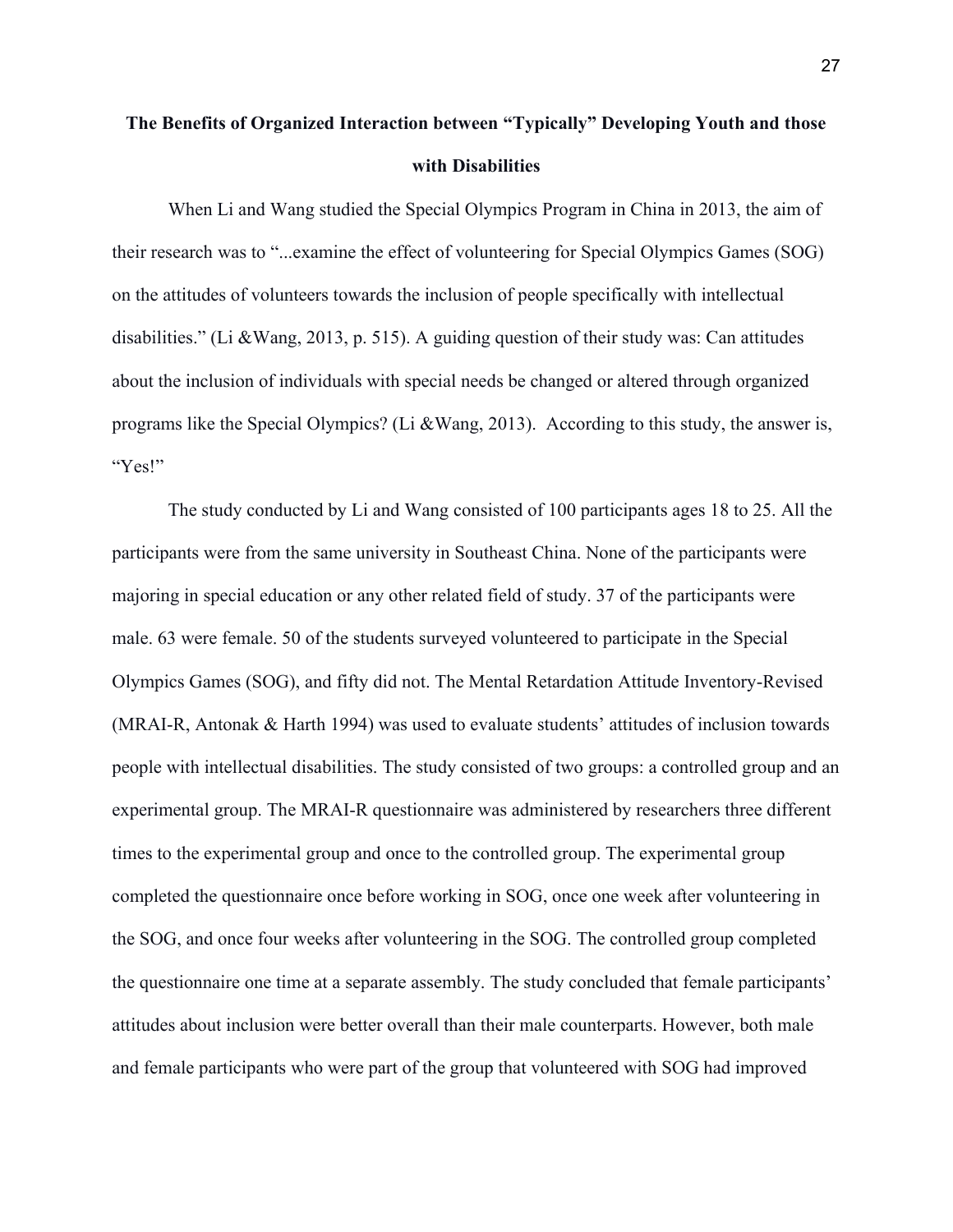**The Benefits of Organized Interaction between "Typically" Developing Youth and those with Disabilities**

When Li and Wang studied the Special Olympics Program in China in 2013, the aim of their research was to "...examine the effect of volunteering for Special Olympics Games (SOG) on the attitudes of volunteers towards the inclusion of people specifically with intellectual disabilities." (Li &Wang, 2013, p. 515). A guiding question of their study was: Can attitudes about the inclusion of individuals with special needs be changed or altered through organized programs like the Special Olympics? (Li &Wang, 2013). According to this study, the answer is, "Yes!"

The study conducted by Li and Wang consisted of 100 participants ages 18 to 25. All the participants were from the same university in Southeast China. None of the participants were majoring in special education or any other related field of study. 37 of the participants were male. 63 were female. 50 of the students surveyed volunteered to participate in the Special Olympics Games (SOG), and fifty did not. The Mental Retardation Attitude Inventory-Revised (MRAI-R, Antonak & Harth 1994) was used to evaluate students' attitudes of inclusion towards people with intellectual disabilities. The study consisted of two groups: a controlled group and an experimental group. The MRAI-R questionnaire was administered by researchers three different times to the experimental group and once to the controlled group. The experimental group completed the questionnaire once before working in SOG, once one week after volunteering in the SOG, and once four weeks after volunteering in the SOG. The controlled group completed the questionnaire one time at a separate assembly. The study concluded that female participants' attitudes about inclusion were better overall than their male counterparts. However, both male and female participants who were part of the group that volunteered with SOG had improved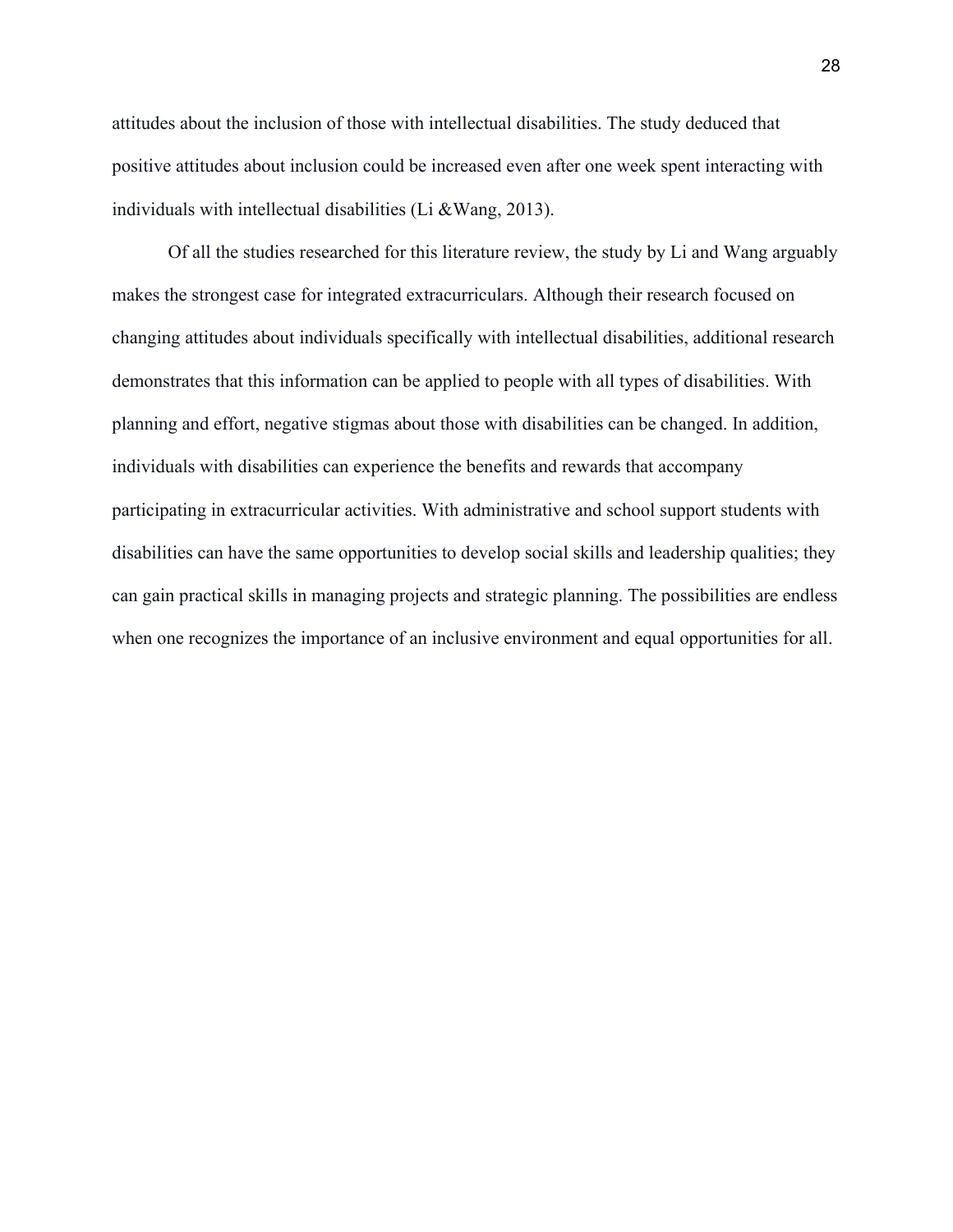attitudes about the inclusion of those with intellectual disabilities. The study deduced that positive attitudes about inclusion could be increased even after one week spent interacting with individuals with intellectual disabilities (Li &Wang, 2013).

Of all the studies researched for this literature review, the study by Li and Wang arguably makes the strongest case for integrated extracurriculars. Although their research focused on changing attitudes about individuals specifically with intellectual disabilities, additional research demonstrates that this information can be applied to people with all types of disabilities. With planning and effort, negative stigmas about those with disabilities can be changed. In addition, individuals with disabilities can experience the benefits and rewards that accompany participating in extracurricular activities. With administrative and school support students with disabilities can have the same opportunities to develop social skills and leadership qualities; they can gain practical skills in managing projects and strategic planning. The possibilities are endless when one recognizes the importance of an inclusive environment and equal opportunities for all.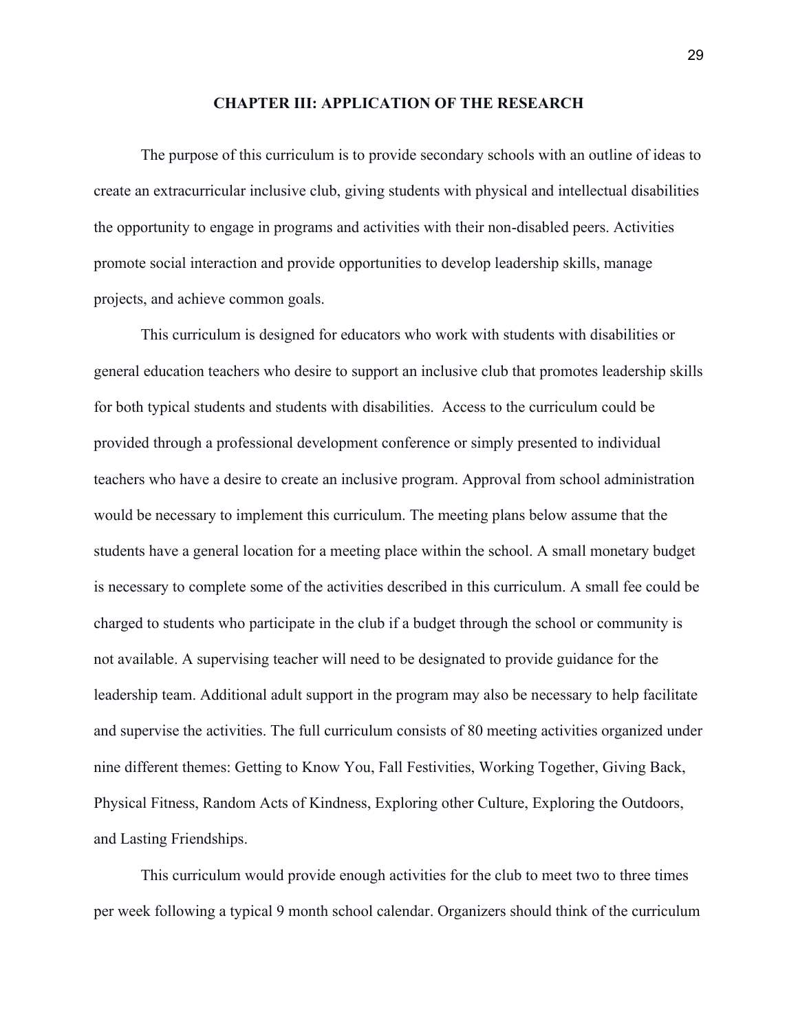## CHAPTER III: APPLICATION OF THE RESEARCH

The purpose of this curriculum is to provide secondary schools with an outline of ideas to create an extracurricular inclusive club, giving students with physical and intellectual disabilities the opportunity to engage in programs and activities with their non-disabled peers. Activities promote social interaction and provide opportunities to develop leadership skills, manage projects, and achieve common goals.

This curriculum is designed for educators who work with students with disabilities or general education teachers who desire to support an inclusive club that promotes leadership skills for both typical students and students with disabilities. Access to the curriculum could be provided through a professional development conference or simply presented to individual teachers who have a desire to create an inclusive program. Approval from school administration would be necessary to implement this curriculum. The meeting plans below assume that the students have a general location for a meeting place within the school. A small monetary budget is necessary to complete some of the activities described in this curriculum. A small fee could be charged to students who participate in the club if a budget through the school or community is not available. A supervising teacher will need to be designated to provide guidance for the leadership team. Additional adult support in the program may also be necessary to help facilitate and supervise the activities. The full curriculum consists of 80 meeting activities organized under nine different themes: Getting to Know You, Fall Festivities, Working Together, Giving Back, Physical Fitness, Random Acts of Kindness, Exploring other Culture, Exploring the Outdoors, and Lasting Friendships.

This curriculum would provide enough activities for the club to meet two to three times per week following a typical 9 month school calendar. Organizers should think of the curriculum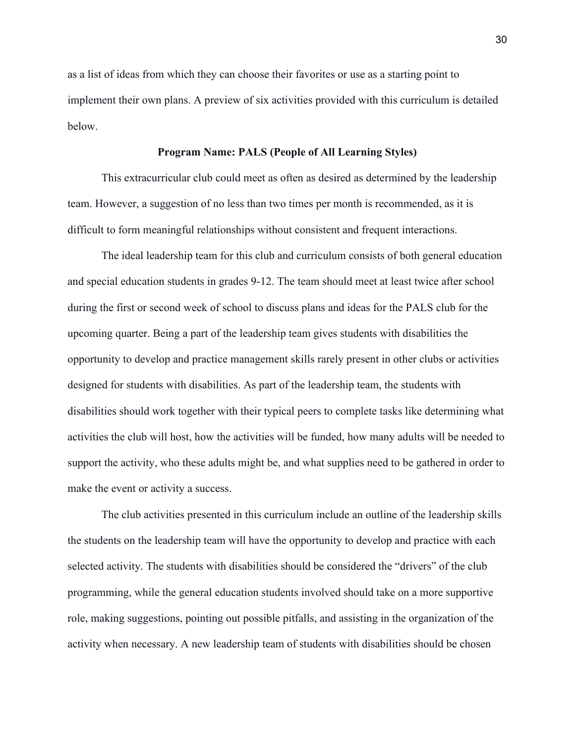as a list of ideas from which they can choose their favorites or use as a starting point to implement their own plans. A preview of six activities provided with this curriculum is detailed below.

**Program Name: PALS (People of All Learning Styles)**

This extracurricular club could meet as often as desired as determined by the leadership team. However, a suggestion of no less than two times per month is recommended, as it is difficult to form meaningful relationships without consistent and frequent interactions.

The ideal leadership team for this club and curriculum consists of both general education and special education students in grades 9-12. The team should meet at least twice after school during the first or second week of school to discuss plans and ideas for the PALS club for the upcoming quarter. Being a part of the leadership team gives students with disabilities the opportunity to develop and practice management skills rarely present in other clubs or activities designed for students with disabilities. As part of the leadership team, the students with disabilities should work together with their typical peers to complete tasks like determining what activities the club will host, how the activities will be funded, how many adults will be needed to support the activity, who these adults might be, and what supplies need to be gathered in order to make the event or activity a success.

The club activities presented in this curriculum include an outline of the leadership skills the students on the leadership team will have the opportunity to develop and practice with each selected activity. The students with disabilities should be considered the "drivers" of the club programming, while the general education students involved should take on a more supportive role, making suggestions, pointing out possible pitfalls, and assisting in the organization of the activity when necessary. A new leadership team of students with disabilities should be chosen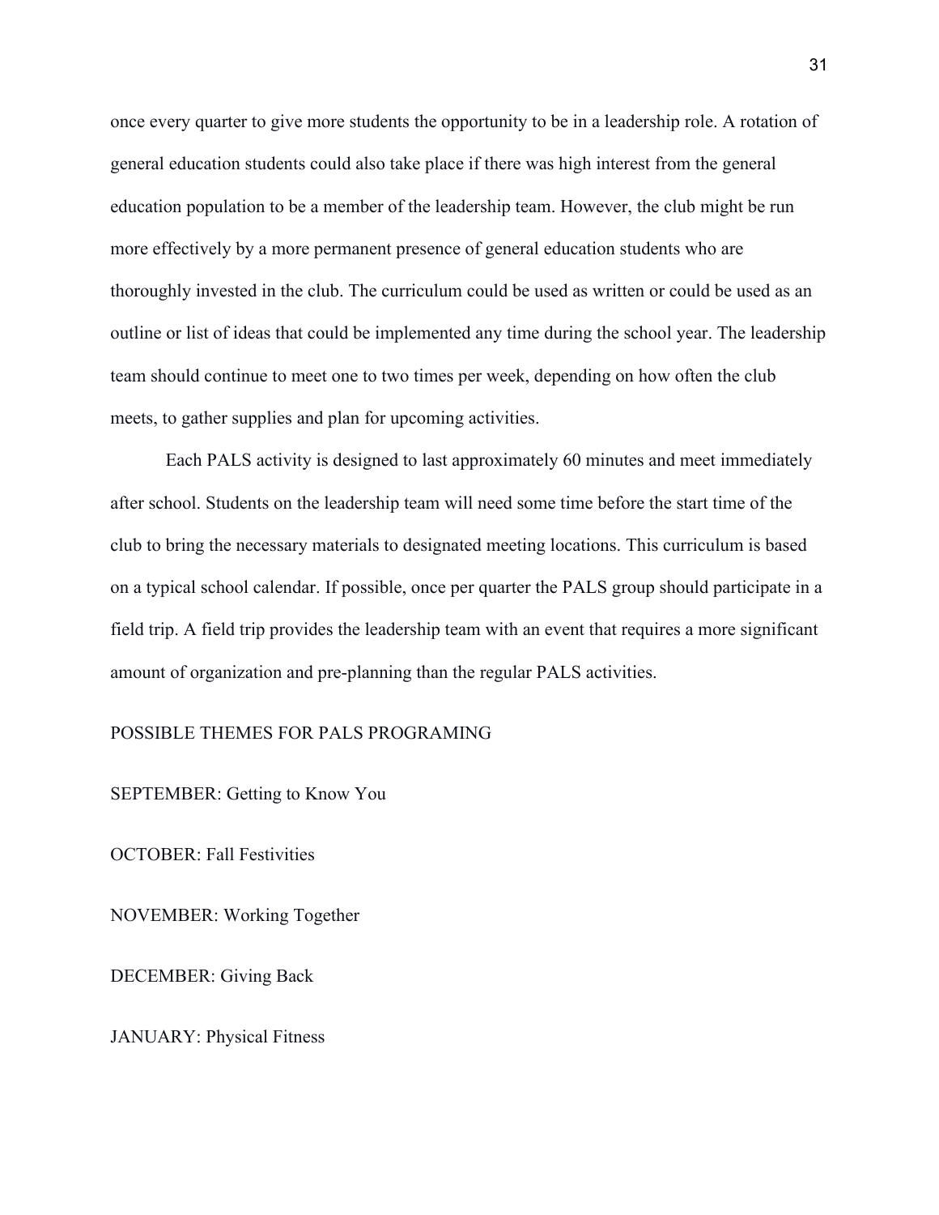once every quarter to give more students the opportunity to be in a leadership role. A rotation of general education students could also take place if there was high interest from the general education population to be a member of the leadership team. However, the club might be run more effectively by a more permanent presence of general education students who are thoroughly invested in the club. The curriculum could be used as written or could be used as an outline or list of ideas that could be implemented any time during the school year. The leadership team should continue to meet one to two times per week, depending on how often the club meets, to gather supplies and plan for upcoming activities.

Each PALS activity is designed to last approximately 60 minutes and meet immediately after school. Students on the leadership team will need some time before the start time of the club to bring the necessary materials to designated meeting locations. This curriculum is based on a typical school calendar. If possible, once per quarter the PALS group should participate in a field trip. A field trip provides the leadership team with an event that requires a more significant amount of organization and pre-planning than the regular PALS activities.

POSSIBLE THEMES FOR PALS PROGRAMING

SEPTEMBER: Getting to Know You

OCTOBER: Fall Festivities

NOVEMBER: Working Together

DECEMBER: Giving Back

JANUARY: Physical Fitness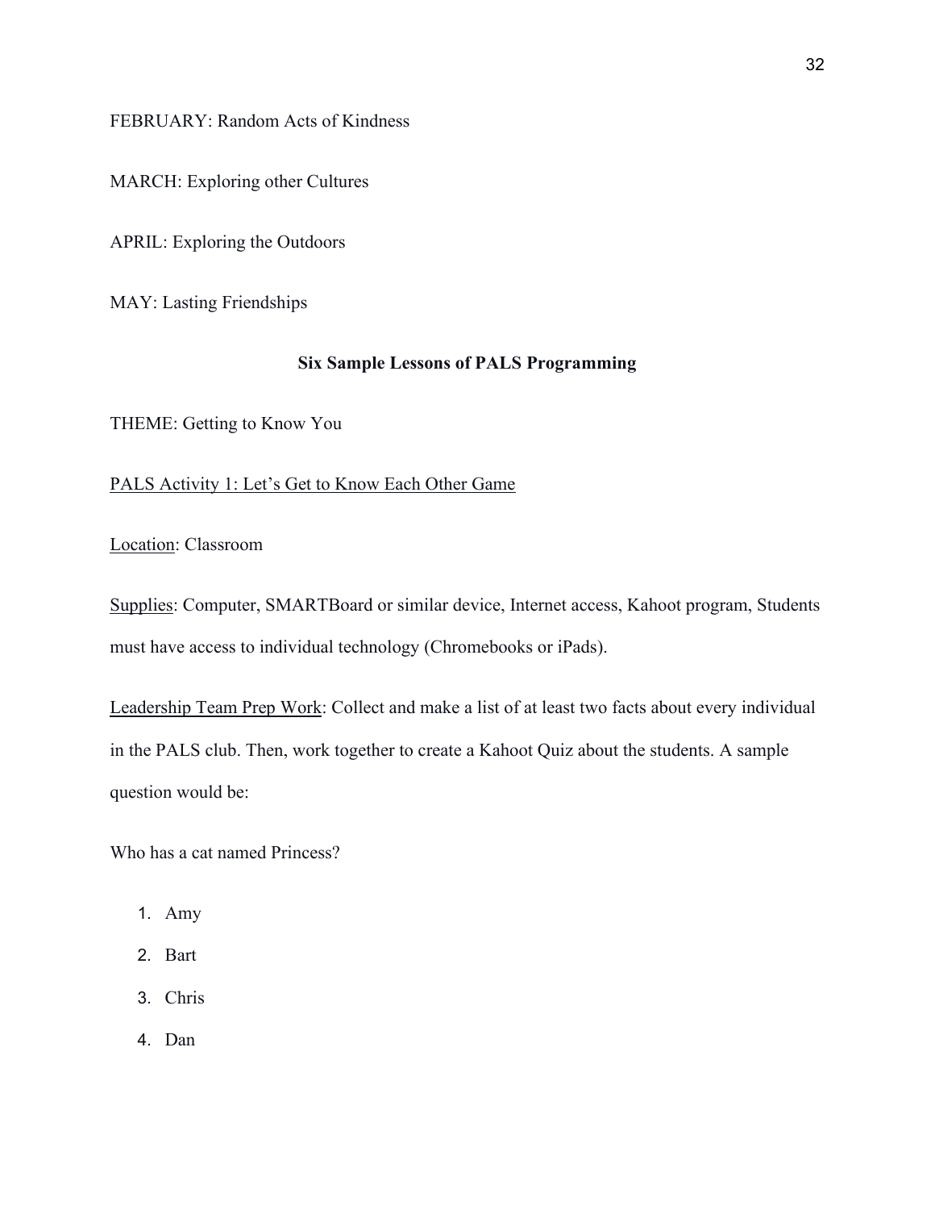FEBRUARY: Random Acts of Kindness

MARCH: Exploring other Cultures

APRIL: Exploring the Outdoors

MAY: Lasting Friendships

## Six Sample Lessons of PALS Programming

THEME: Getting to Know You

<u>PALS Activity 1: Let's Get to Know Each Other Game</u>

<u>Location</u>: Classroom

<u>Supplies</u>: Computer, SMARTBoard or similar device, Internet access, Kahoot program, Students must have access to individual technology (Chromebooks or iPads).

<u>Leadership Team Prep Work</u>: Collect and make a list of at least two facts about every individual in the PALS club. Then, work together to create a Kahoot Quiz about the students. A sample question would be:

Who has a cat named Princess?

1. Amy
2. Bart
3. Chris
4. Dan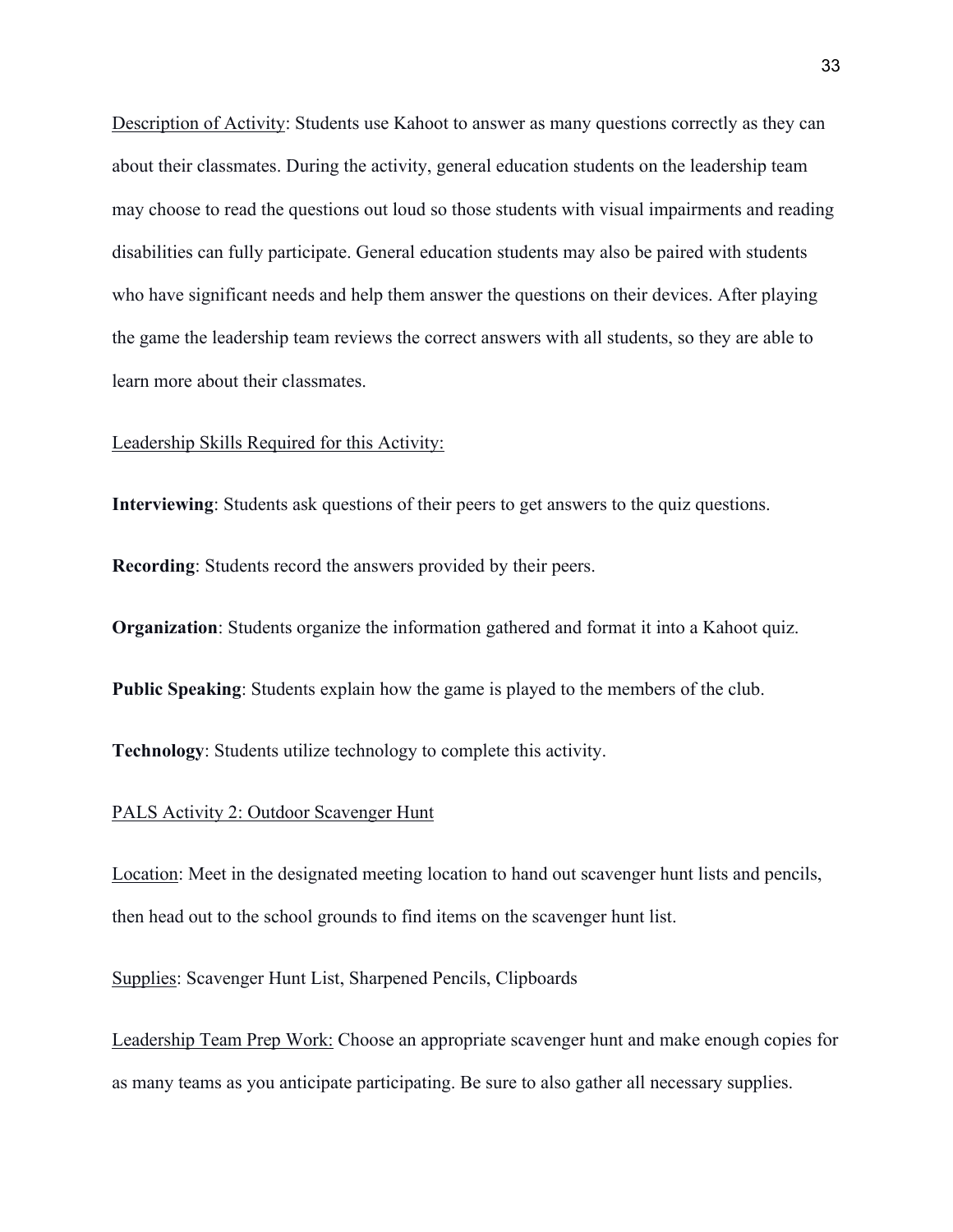Description of Activity: Students use Kahoot to answer as many questions correctly as they can about their classmates. During the activity, general education students on the leadership team may choose to read the questions out loud so those students with visual impairments and reading disabilities can fully participate. General education students may also be paired with students who have significant needs and help them answer the questions on their devices. After playing the game the leadership team reviews the correct answers with all students, so they are able to learn more about their classmates.

Leadership Skills Required for this Activity:

**Interviewing**: Students ask questions of their peers to get answers to the quiz questions.

**Recording**: Students record the answers provided by their peers.

**Organization**: Students organize the information gathered and format it into a Kahoot quiz.

**Public Speaking**: Students explain how the game is played to the members of the club.

**Technology**: Students utilize technology to complete this activity.

PALS Activity 2: Outdoor Scavenger Hunt

Location: Meet in the designated meeting location to hand out scavenger hunt lists and pencils, then head out to the school grounds to find items on the scavenger hunt list.

Supplies: Scavenger Hunt List, Sharpened Pencils, Clipboards

Leadership Team Prep Work: Choose an appropriate scavenger hunt and make enough copies for as many teams as you anticipate participating. Be sure to also gather all necessary supplies.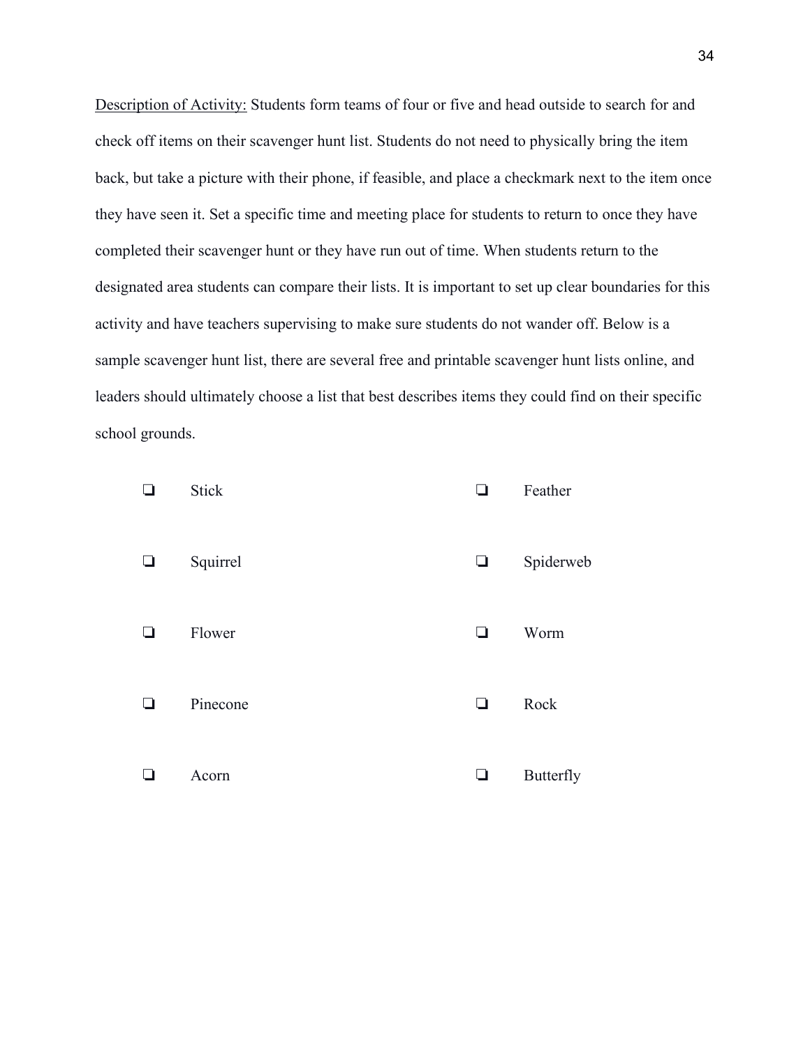<u>Description of Activity:</u> Students form teams of four or five and head outside to search for and check off items on their scavenger hunt list. Students do not need to physically bring the item back, but take a picture with their phone, if feasible, and place a checkmark next to the item once they have seen it. Set a specific time and meeting place for students to return to once they have completed their scavenger hunt or they have run out of time. When students return to the designated area students can compare their lists. It is important to set up clear boundaries for this activity and have teachers supervising to make sure students do not wander off. Below is a sample scavenger hunt list, there are several free and printable scavenger hunt lists online, and leaders should ultimately choose a list that best describes items they could find on their specific school grounds.

- ❏ Stick
- ❏ Squirrel
- ❏ Flower
- ❏ Pinecone
- ❏ Acorn
- ❏ Feather
- ❏ Spiderweb
- ❏ Worm
- ❏ Rock
- ❏ Butterfly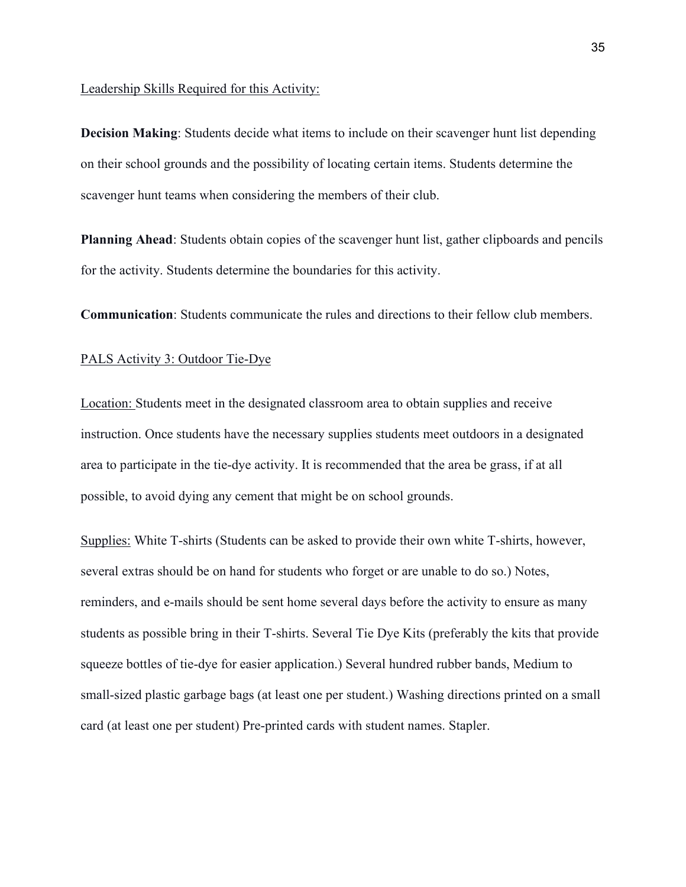Leadership Skills Required for this Activity:

**Decision Making**: Students decide what items to include on their scavenger hunt list depending on their school grounds and the possibility of locating certain items. Students determine the scavenger hunt teams when considering the members of their club.

**Planning Ahead**: Students obtain copies of the scavenger hunt list, gather clipboards and pencils for the activity. Students determine the boundaries for this activity.

**Communication**: Students communicate the rules and directions to their fellow club members.

PALS Activity 3: Outdoor Tie-Dye

Location: Students meet in the designated classroom area to obtain supplies and receive instruction. Once students have the necessary supplies students meet outdoors in a designated area to participate in the tie-dye activity. It is recommended that the area be grass, if at all possible, to avoid dying any cement that might be on school grounds.

Supplies: White T-shirts (Students can be asked to provide their own white T-shirts, however, several extras should be on hand for students who forget or are unable to do so.) Notes, reminders, and e-mails should be sent home several days before the activity to ensure as many students as possible bring in their T-shirts. Several Tie Dye Kits (preferably the kits that provide squeeze bottles of tie-dye for easier application.) Several hundred rubber bands, Medium to small-sized plastic garbage bags (at least one per student.) Washing directions printed on a small card (at least one per student) Pre-printed cards with student names. Stapler.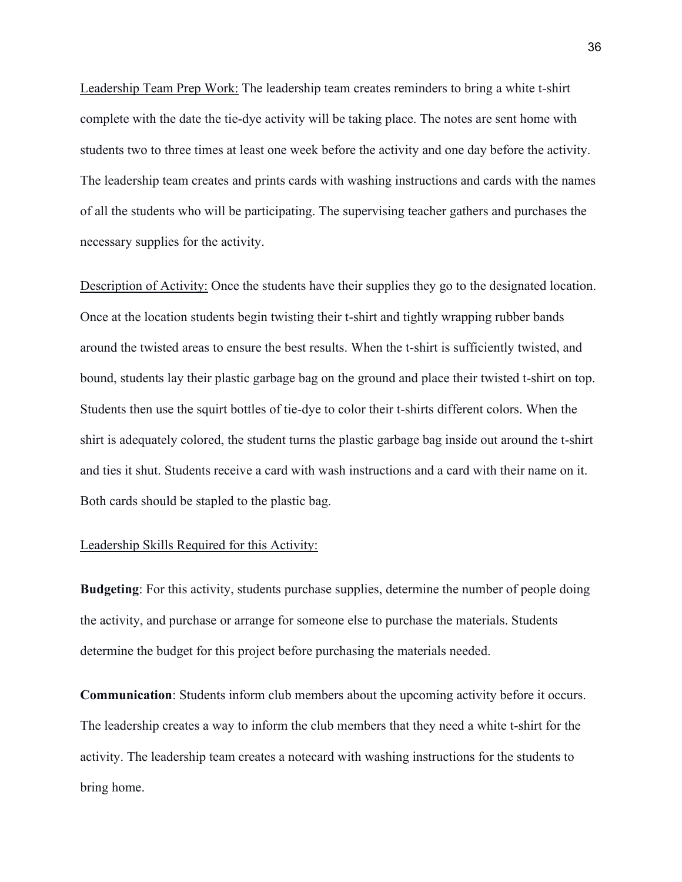<u>Leadership Team Prep Work:</u> The leadership team creates reminders to bring a white t-shirt complete with the date the tie-dye activity will be taking place. The notes are sent home with students two to three times at least one week before the activity and one day before the activity. The leadership team creates and prints cards with washing instructions and cards with the names of all the students who will be participating. The supervising teacher gathers and purchases the necessary supplies for the activity.

<u>Description of Activity:</u> Once the students have their supplies they go to the designated location. Once at the location students begin twisting their t-shirt and tightly wrapping rubber bands around the twisted areas to ensure the best results. When the t-shirt is sufficiently twisted, and bound, students lay their plastic garbage bag on the ground and place their twisted t-shirt on top. Students then use the squirt bottles of tie-dye to color their t-shirts different colors. When the shirt is adequately colored, the student turns the plastic garbage bag inside out around the t-shirt and ties it shut. Students receive a card with wash instructions and a card with their name on it. Both cards should be stapled to the plastic bag.

<u>Leadership Skills Required for this Activity:</u>

**Budgeting**: For this activity, students purchase supplies, determine the number of people doing the activity, and purchase or arrange for someone else to purchase the materials. Students determine the budget for this project before purchasing the materials needed.

**Communication**: Students inform club members about the upcoming activity before it occurs. The leadership creates a way to inform the club members that they need a white t-shirt for the activity. The leadership team creates a notecard with washing instructions for the students to bring home.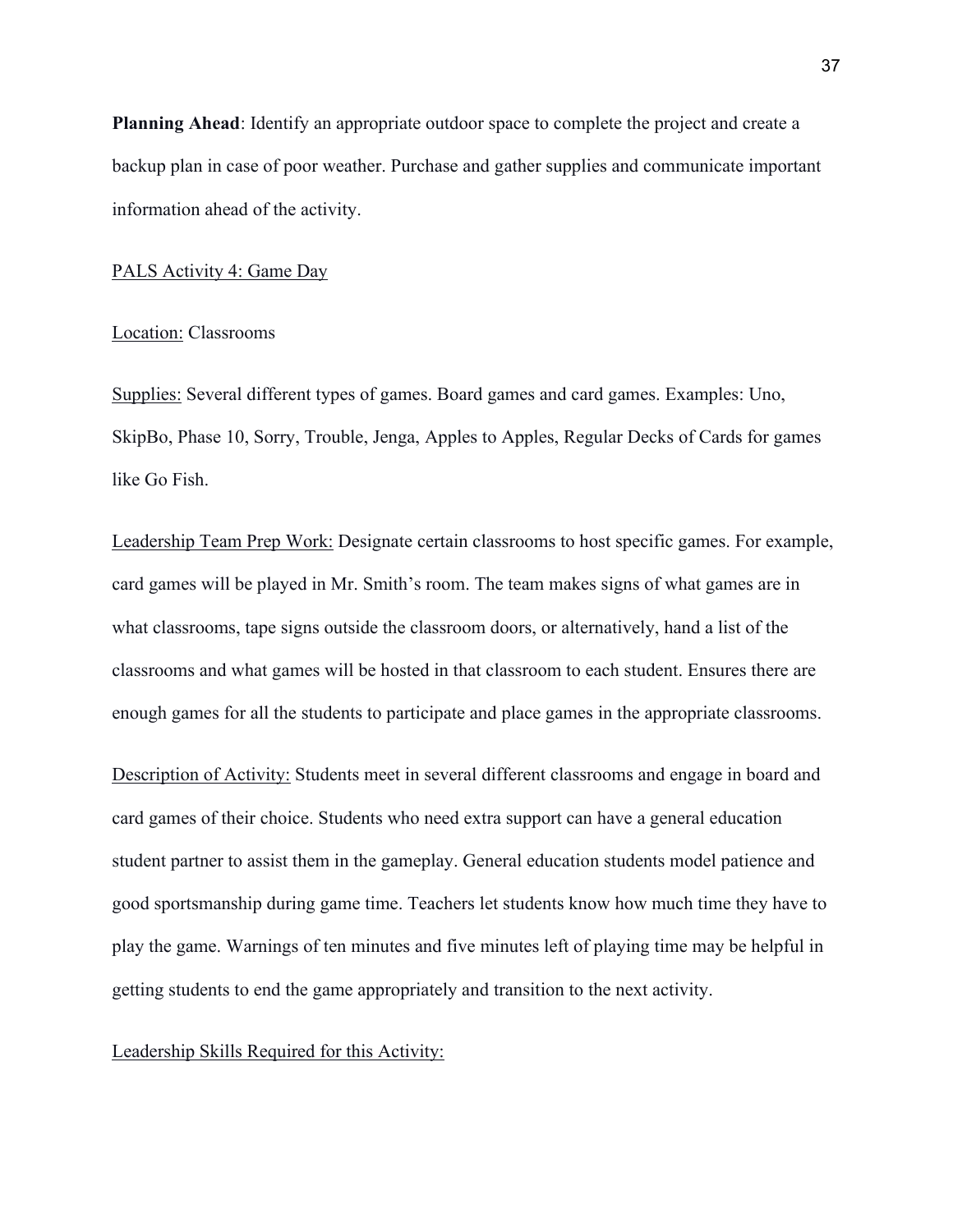**Planning Ahead**: Identify an appropriate outdoor space to complete the project and create a backup plan in case of poor weather. Purchase and gather supplies and communicate important information ahead of the activity.

<u>PALS Activity 4: Game Day</u>

<u>Location:</u> Classrooms

<u>Supplies:</u> Several different types of games. Board games and card games. Examples: Uno, SkipBo, Phase 10, Sorry, Trouble, Jenga, Apples to Apples, Regular Decks of Cards for games like Go Fish.

<u>Leadership Team Prep Work:</u> Designate certain classrooms to host specific games. For example, card games will be played in Mr. Smith's room. The team makes signs of what games are in what classrooms, tape signs outside the classroom doors, or alternatively, hand a list of the classrooms and what games will be hosted in that classroom to each student. Ensures there are enough games for all the students to participate and place games in the appropriate classrooms.

<u>Description of Activity:</u> Students meet in several different classrooms and engage in board and card games of their choice. Students who need extra support can have a general education student partner to assist them in the gameplay. General education students model patience and good sportsmanship during game time. Teachers let students know how much time they have to play the game. Warnings of ten minutes and five minutes left of playing time may be helpful in getting students to end the game appropriately and transition to the next activity.

<u>Leadership Skills Required for this Activity:</u>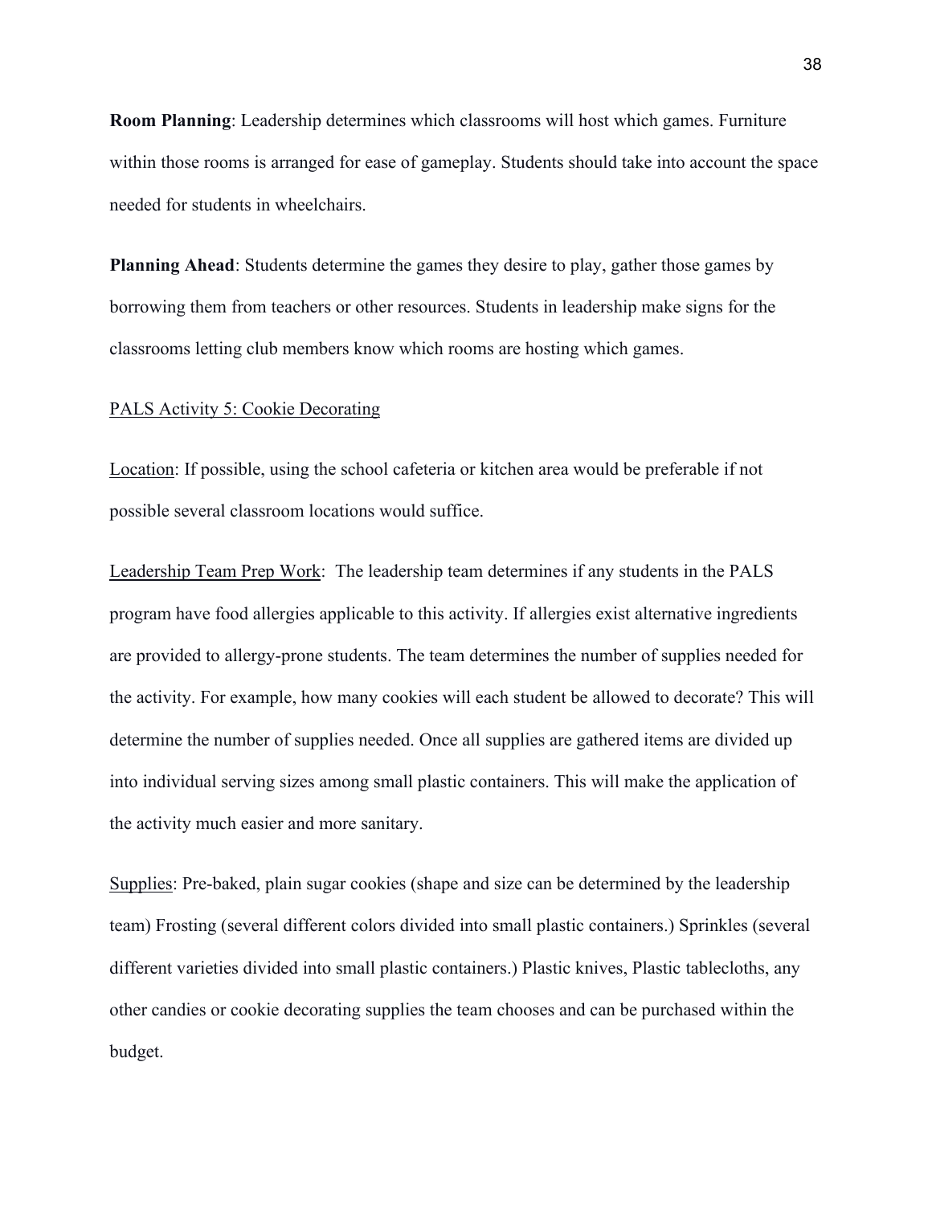**Room Planning**: Leadership determines which classrooms will host which games. Furniture within those rooms is arranged for ease of gameplay. Students should take into account the space needed for students in wheelchairs.

**Planning Ahead**: Students determine the games they desire to play, gather those games by borrowing them from teachers or other resources. Students in leadership make signs for the classrooms letting club members know which rooms are hosting which games.

<u>PALS Activity 5: Cookie Decorating</u>

<u>Location</u>: If possible, using the school cafeteria or kitchen area would be preferable if not possible several classroom locations would suffice.

<u>Leadership Team Prep Work</u>: The leadership team determines if any students in the PALS program have food allergies applicable to this activity. If allergies exist alternative ingredients are provided to allergy-prone students. The team determines the number of supplies needed for the activity. For example, how many cookies will each student be allowed to decorate? This will determine the number of supplies needed. Once all supplies are gathered items are divided up into individual serving sizes among small plastic containers. This will make the application of the activity much easier and more sanitary.

<u>Supplies</u>: Pre-baked, plain sugar cookies (shape and size can be determined by the leadership team) Frosting (several different colors divided into small plastic containers.) Sprinkles (several different varieties divided into small plastic containers.) Plastic knives, Plastic tablecloths, any other candies or cookie decorating supplies the team chooses and can be purchased within the budget.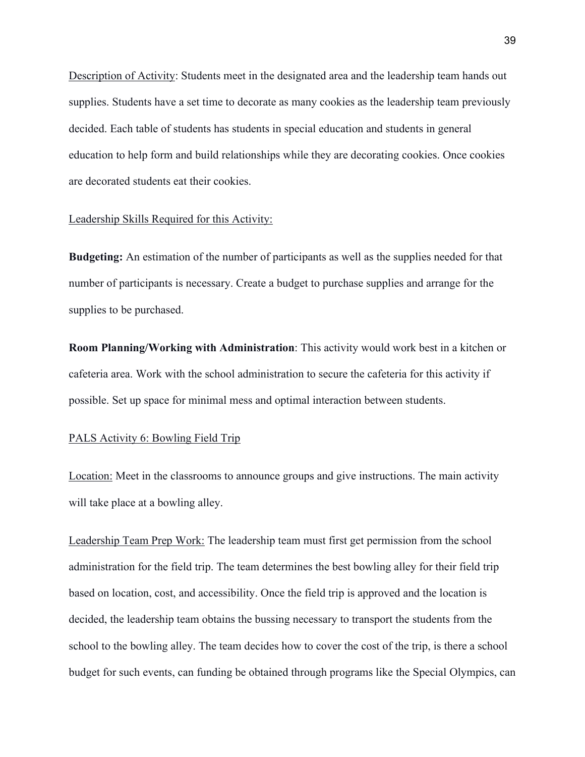<u>Description of Activity</u>: Students meet in the designated area and the leadership team hands out supplies. Students have a set time to decorate as many cookies as the leadership team previously decided. Each table of students has students in special education and students in general education to help form and build relationships while they are decorating cookies. Once cookies are decorated students eat their cookies.

<u>Leadership Skills Required for this Activity:</u>

**Budgeting:** An estimation of the number of participants as well as the supplies needed for that number of participants is necessary. Create a budget to purchase supplies and arrange for the supplies to be purchased.

**Room Planning/Working with Administration**: This activity would work best in a kitchen or cafeteria area. Work with the school administration to secure the cafeteria for this activity if possible. Set up space for minimal mess and optimal interaction between students.

<u>PALS Activity 6: Bowling Field Trip</u>

<u>Location:</u> Meet in the classrooms to announce groups and give instructions. The main activity will take place at a bowling alley.

<u>Leadership Team Prep Work:</u> The leadership team must first get permission from the school administration for the field trip. The team determines the best bowling alley for their field trip based on location, cost, and accessibility. Once the field trip is approved and the location is decided, the leadership team obtains the bussing necessary to transport the students from the school to the bowling alley. The team decides how to cover the cost of the trip, is there a school budget for such events, can funding be obtained through programs like the Special Olympics, can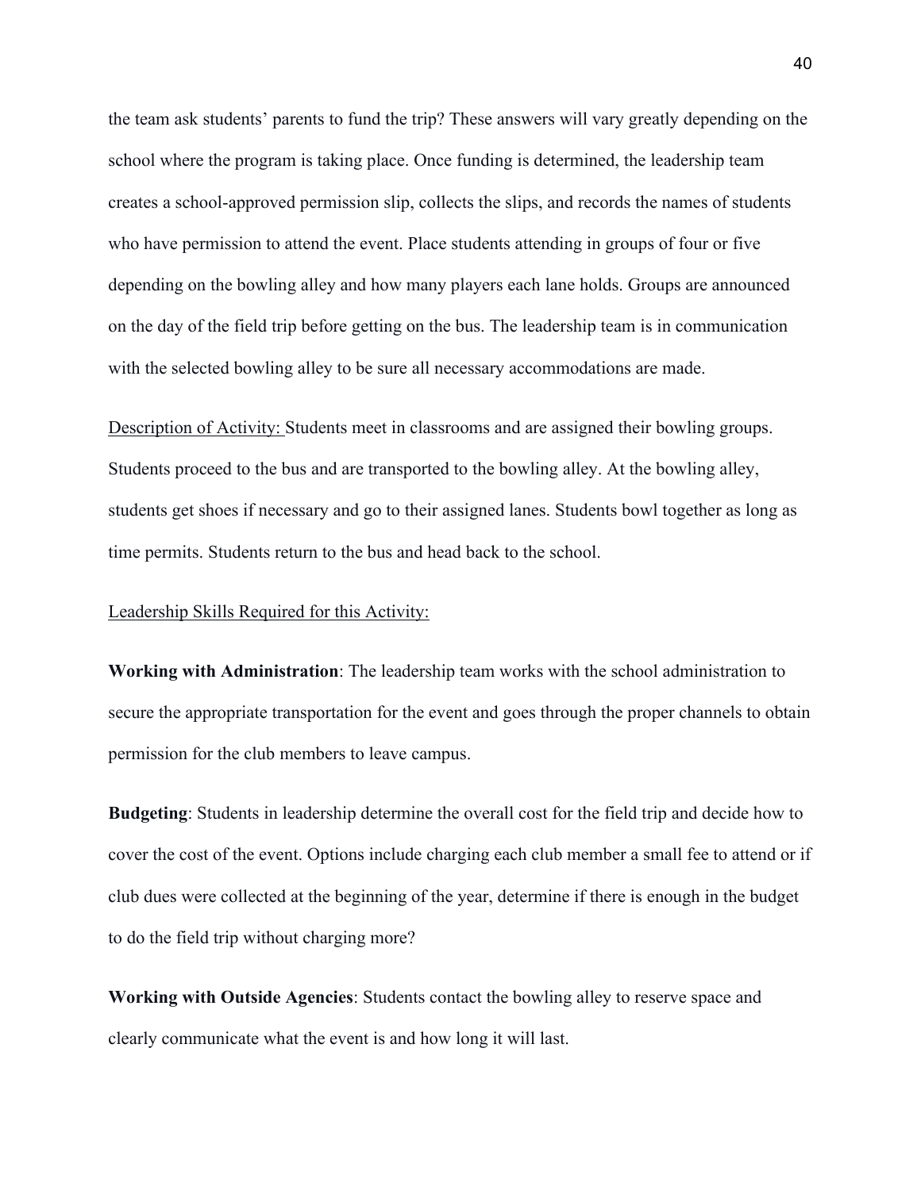the team ask students' parents to fund the trip? These answers will vary greatly depending on the school where the program is taking place. Once funding is determined, the leadership team creates a school-approved permission slip, collects the slips, and records the names of students who have permission to attend the event. Place students attending in groups of four or five depending on the bowling alley and how many players each lane holds. Groups are announced on the day of the field trip before getting on the bus. The leadership team is in communication with the selected bowling alley to be sure all necessary accommodations are made.

<u>Description of Activity:</u> Students meet in classrooms and are assigned their bowling groups. Students proceed to the bus and are transported to the bowling alley. At the bowling alley, students get shoes if necessary and go to their assigned lanes. Students bowl together as long as time permits. Students return to the bus and head back to the school.

<u>Leadership Skills Required for this Activity:</u>

**Working with Administration**: The leadership team works with the school administration to secure the appropriate transportation for the event and goes through the proper channels to obtain permission for the club members to leave campus.

**Budgeting**: Students in leadership determine the overall cost for the field trip and decide how to cover the cost of the event. Options include charging each club member a small fee to attend or if club dues were collected at the beginning of the year, determine if there is enough in the budget to do the field trip without charging more?

**Working with Outside Agencies**: Students contact the bowling alley to reserve space and clearly communicate what the event is and how long it will last.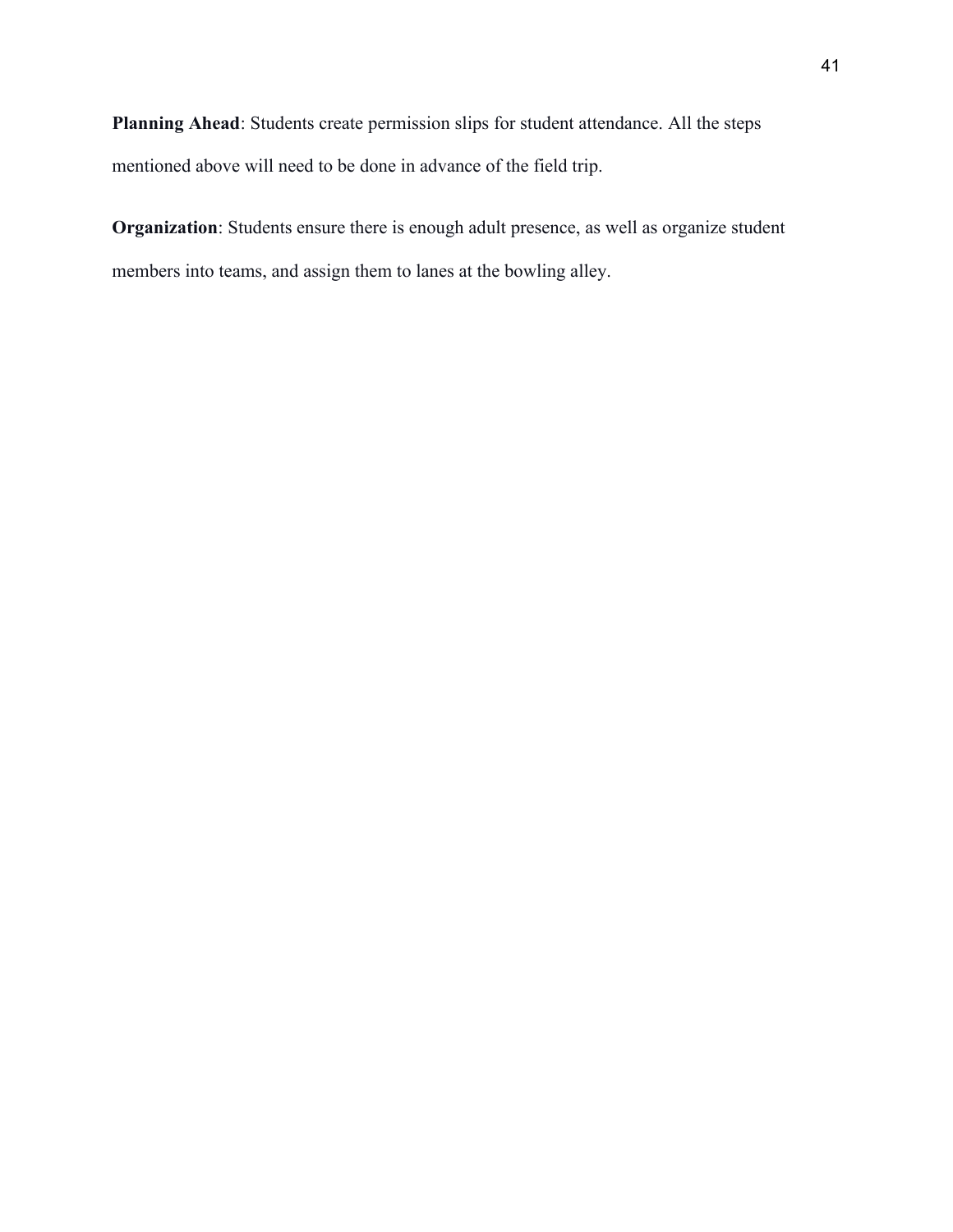**Planning Ahead**: Students create permission slips for student attendance. All the steps mentioned above will need to be done in advance of the field trip.

**Organization**: Students ensure there is enough adult presence, as well as organize student members into teams, and assign them to lanes at the bowling alley.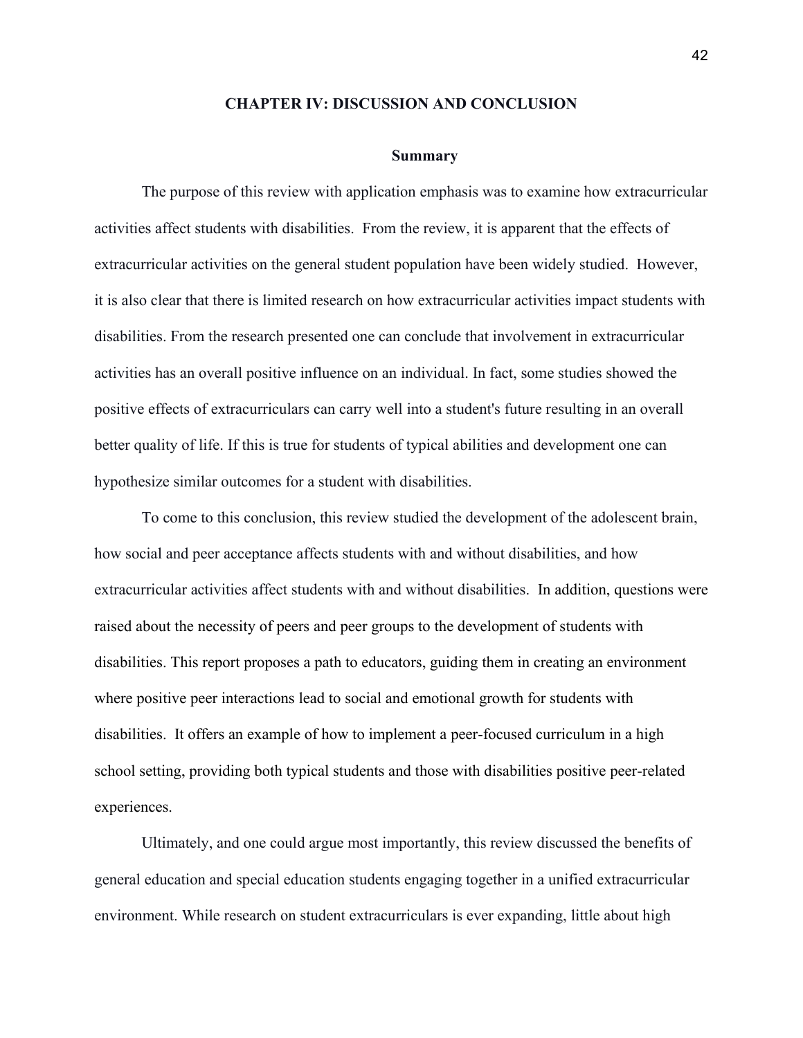# CHAPTER IV: DISCUSSION AND CONCLUSION

## Summary

The purpose of this review with application emphasis was to examine how extracurricular activities affect students with disabilities. From the review, it is apparent that the effects of extracurricular activities on the general student population have been widely studied. However, it is also clear that there is limited research on how extracurricular activities impact students with disabilities. From the research presented one can conclude that involvement in extracurricular activities has an overall positive influence on an individual. In fact, some studies showed the positive effects of extracurriculars can carry well into a student's future resulting in an overall better quality of life. If this is true for students of typical abilities and development one can hypothesize similar outcomes for a student with disabilities.

To come to this conclusion, this review studied the development of the adolescent brain, how social and peer acceptance affects students with and without disabilities, and how extracurricular activities affect students with and without disabilities. In addition, questions were raised about the necessity of peers and peer groups to the development of students with disabilities. This report proposes a path to educators, guiding them in creating an environment where positive peer interactions lead to social and emotional growth for students with disabilities. It offers an example of how to implement a peer-focused curriculum in a high school setting, providing both typical students and those with disabilities positive peer-related experiences.

Ultimately, and one could argue most importantly, this review discussed the benefits of general education and special education students engaging together in a unified extracurricular environment. While research on student extracurriculars is ever expanding, little about high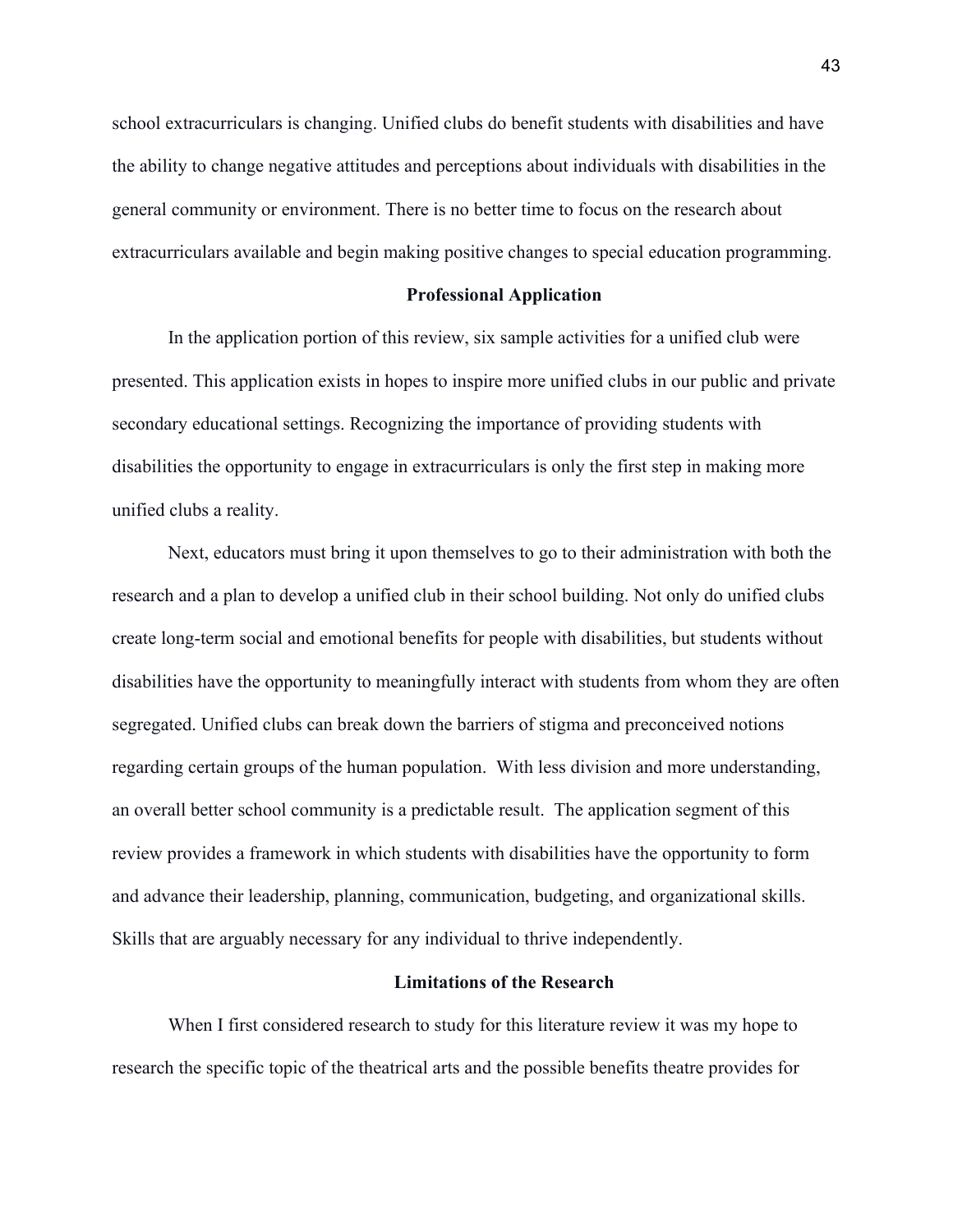school extracurriculars is changing. Unified clubs do benefit students with disabilities and have the ability to change negative attitudes and perceptions about individuals with disabilities in the general community or environment. There is no better time to focus on the research about extracurriculars available and begin making positive changes to special education programming.

## Professional Application

In the application portion of this review, six sample activities for a unified club were presented. This application exists in hopes to inspire more unified clubs in our public and private secondary educational settings. Recognizing the importance of providing students with disabilities the opportunity to engage in extracurriculars is only the first step in making more unified clubs a reality.

Next, educators must bring it upon themselves to go to their administration with both the research and a plan to develop a unified club in their school building. Not only do unified clubs create long-term social and emotional benefits for people with disabilities, but students without disabilities have the opportunity to meaningfully interact with students from whom they are often segregated. Unified clubs can break down the barriers of stigma and preconceived notions regarding certain groups of the human population. With less division and more understanding, an overall better school community is a predictable result. The application segment of this review provides a framework in which students with disabilities have the opportunity to form and advance their leadership, planning, communication, budgeting, and organizational skills. Skills that are arguably necessary for any individual to thrive independently.

## Limitations of the Research

When I first considered research to study for this literature review it was my hope to research the specific topic of the theatrical arts and the possible benefits theatre provides for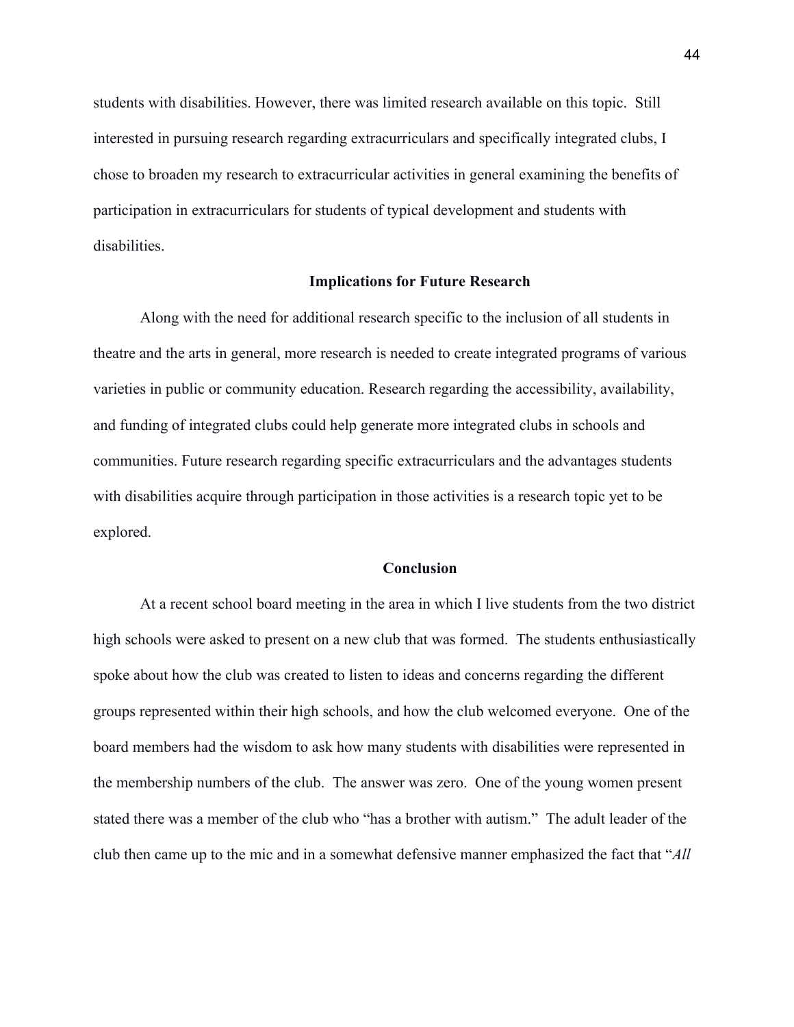students with disabilities. However, there was limited research available on this topic. Still interested in pursuing research regarding extracurriculars and specifically integrated clubs, I chose to broaden my research to extracurricular activities in general examining the benefits of participation in extracurriculars for students of typical development and students with disabilities.

## Implications for Future Research

Along with the need for additional research specific to the inclusion of all students in theatre and the arts in general, more research is needed to create integrated programs of various varieties in public or community education. Research regarding the accessibility, availability, and funding of integrated clubs could help generate more integrated clubs in schools and communities. Future research regarding specific extracurriculars and the advantages students with disabilities acquire through participation in those activities is a research topic yet to be explored.

## Conclusion

At a recent school board meeting in the area in which I live students from the two district high schools were asked to present on a new club that was formed. The students enthusiastically spoke about how the club was created to listen to ideas and concerns regarding the different groups represented within their high schools, and how the club welcomed everyone. One of the board members had the wisdom to ask how many students with disabilities were represented in the membership numbers of the club. The answer was zero. One of the young women present stated there was a member of the club who "has a brother with autism." The adult leader of the club then came up to the mic and in a somewhat defensive manner emphasized the fact that "*All*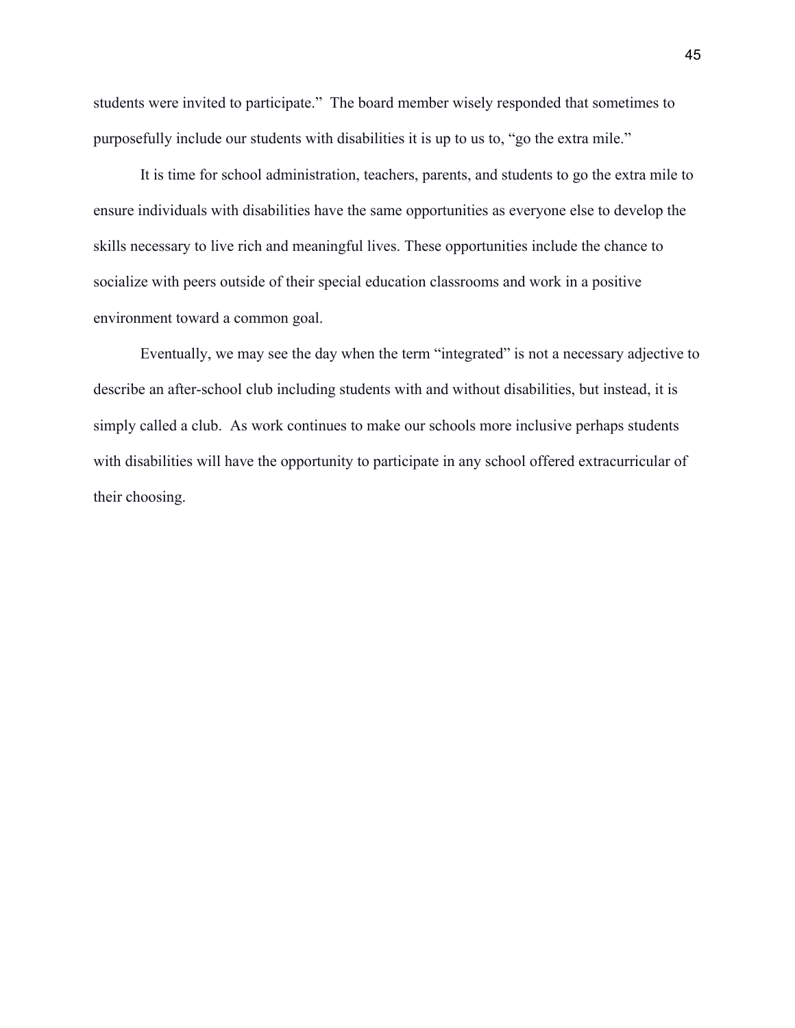students were invited to participate."  The board member wisely responded that sometimes to purposefully include our students with disabilities it is up to us to, "go the extra mile."

It is time for school administration, teachers, parents, and students to go the extra mile to ensure individuals with disabilities have the same opportunities as everyone else to develop the skills necessary to live rich and meaningful lives. These opportunities include the chance to socialize with peers outside of their special education classrooms and work in a positive environment toward a common goal.

Eventually, we may see the day when the term "integrated" is not a necessary adjective to describe an after-school club including students with and without disabilities, but instead, it is simply called a club.  As work continues to make our schools more inclusive perhaps students with disabilities will have the opportunity to participate in any school offered extracurricular of their choosing.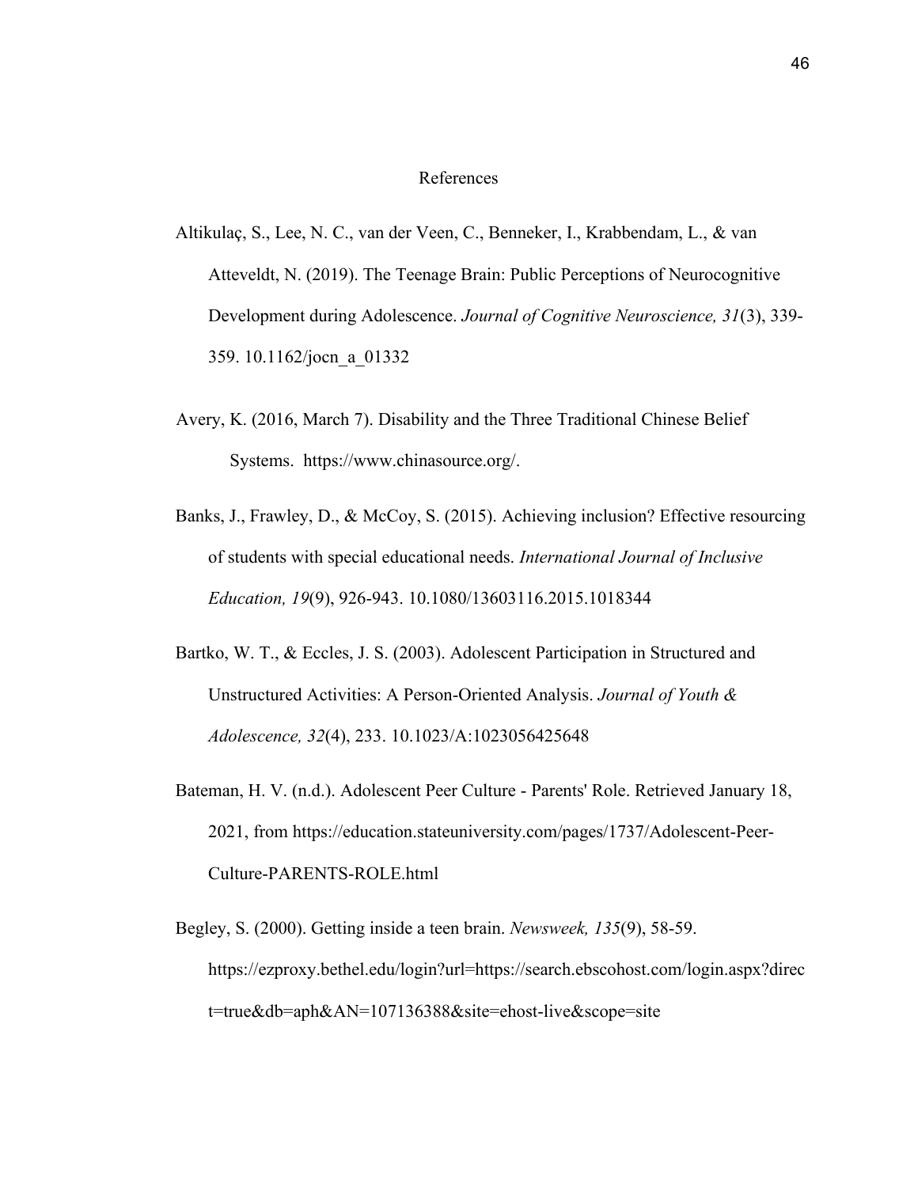# References

Altikulaç, S., Lee, N. C., van der Veen, C., Benneker, I., Krabbendam, L., & van Atteveldt, N. (2019). The Teenage Brain: Public Perceptions of Neurocognitive Development during Adolescence. *Journal of Cognitive Neuroscience, 31*(3), 339-359. 10.1162/jocn_a_01332

Avery, K. (2016, March 7). Disability and the Three Traditional Chinese Belief Systems. https://www.chinasource.org/.

Banks, J., Frawley, D., & McCoy, S. (2015). Achieving inclusion? Effective resourcing of students with special educational needs. *International Journal of Inclusive Education, 19*(9), 926-943. 10.1080/13603116.2015.1018344

Bartko, W. T., & Eccles, J. S. (2003). Adolescent Participation in Structured and Unstructured Activities: A Person-Oriented Analysis. *Journal of Youth & Adolescence, 32*(4), 233. 10.1023/A:1023056425648

Bateman, H. V. (n.d.). Adolescent Peer Culture - Parents' Role. Retrieved January 18, 2021, from https://education.stateuniversity.com/pages/1737/Adolescent-Peer-Culture-PARENTS-ROLE.html

Begley, S. (2000). Getting inside a teen brain. *Newsweek, 135*(9), 58-59. https://ezproxy.bethel.edu/login?url=https://search.ebscohost.com/login.aspx?direct=true&db=aph&AN=107136388&site=ehost-live&scope=site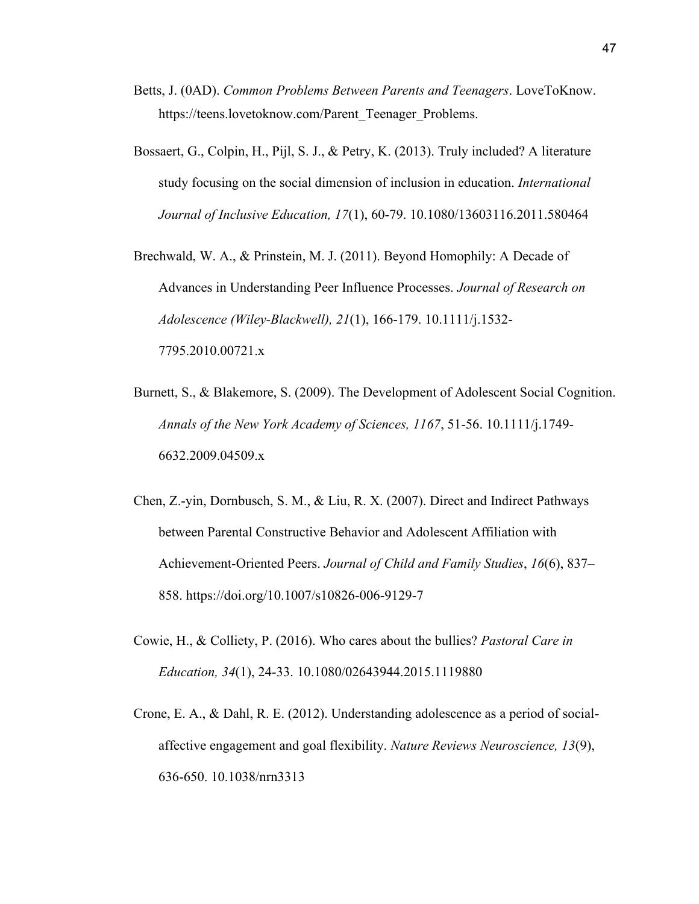Betts, J. (0AD). *Common Problems Between Parents and Teenagers*. LoveToKnow. https://teens.lovetoknow.com/Parent_Teenager_Problems.

Bossaert, G., Colpin, H., Pijl, S. J., & Petry, K. (2013). Truly included? A literature study focusing on the social dimension of inclusion in education. *International Journal of Inclusive Education, 17*(1), 60-79. 10.1080/13603116.2011.580464

Brechwald, W. A., & Prinstein, M. J. (2011). Beyond Homophily: A Decade of Advances in Understanding Peer Influence Processes. *Journal of Research on Adolescence (Wiley-Blackwell), 21*(1), 166-179. 10.1111/j.1532-7795.2010.00721.x

Burnett, S., & Blakemore, S. (2009). The Development of Adolescent Social Cognition. *Annals of the New York Academy of Sciences, 1167*, 51-56. 10.1111/j.1749-6632.2009.04509.x

Chen, Z.-yin, Dornbusch, S. M., & Liu, R. X. (2007). Direct and Indirect Pathways between Parental Constructive Behavior and Adolescent Affiliation with Achievement-Oriented Peers. *Journal of Child and Family Studies*, *16*(6), 837–858. https://doi.org/10.1007/s10826-006-9129-7

Cowie, H., & Colliety, P. (2016). Who cares about the bullies? *Pastoral Care in Education, 34*(1), 24-33. 10.1080/02643944.2015.1119880

Crone, E. A., & Dahl, R. E. (2012). Understanding adolescence as a period of social-affective engagement and goal flexibility. *Nature Reviews Neuroscience, 13*(9), 636-650. 10.1038/nrn3313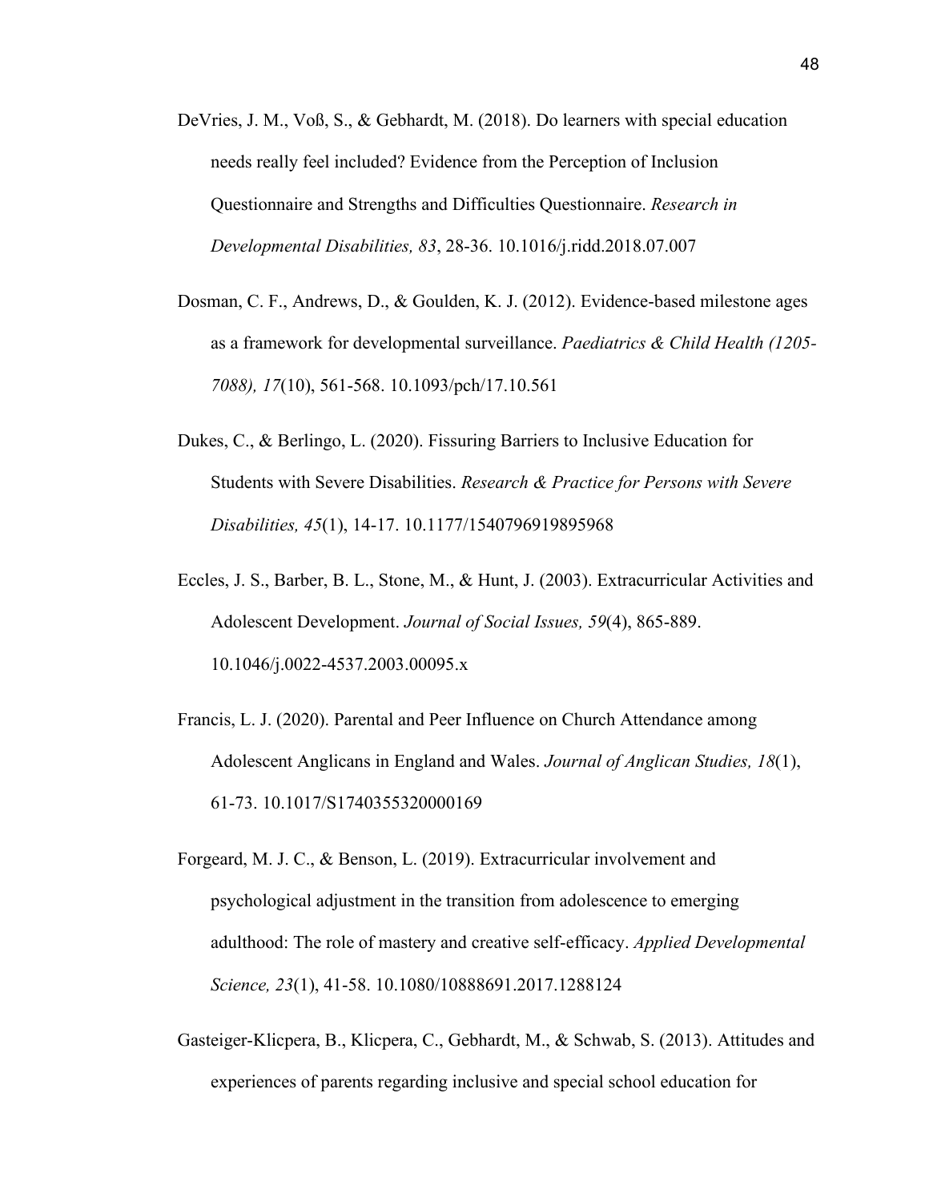DeVries, J. M., Voß, S., & Gebhardt, M. (2018). Do learners with special education needs really feel included? Evidence from the Perception of Inclusion Questionnaire and Strengths and Difficulties Questionnaire. *Research in Developmental Disabilities, 83*, 28-36. 10.1016/j.ridd.2018.07.007

Dosman, C. F., Andrews, D., & Goulden, K. J. (2012). Evidence-based milestone ages as a framework for developmental surveillance. *Paediatrics & Child Health (1205-7088), 17*(10), 561-568. 10.1093/pch/17.10.561

Dukes, C., & Berlingo, L. (2020). Fissuring Barriers to Inclusive Education for Students with Severe Disabilities. *Research & Practice for Persons with Severe Disabilities, 45*(1), 14-17. 10.1177/1540796919895968

Eccles, J. S., Barber, B. L., Stone, M., & Hunt, J. (2003). Extracurricular Activities and Adolescent Development. *Journal of Social Issues, 59*(4), 865-889. 10.1046/j.0022-4537.2003.00095.x

Francis, L. J. (2020). Parental and Peer Influence on Church Attendance among Adolescent Anglicans in England and Wales. *Journal of Anglican Studies, 18*(1), 61-73. 10.1017/S1740355320000169

Forgeard, M. J. C., & Benson, L. (2019). Extracurricular involvement and psychological adjustment in the transition from adolescence to emerging adulthood: The role of mastery and creative self-efficacy. *Applied Developmental Science, 23*(1), 41-58. 10.1080/10888691.2017.1288124

Gasteiger-Klicpera, B., Klicpera, C., Gebhardt, M., & Schwab, S. (2013). Attitudes and experiences of parents regarding inclusive and special school education for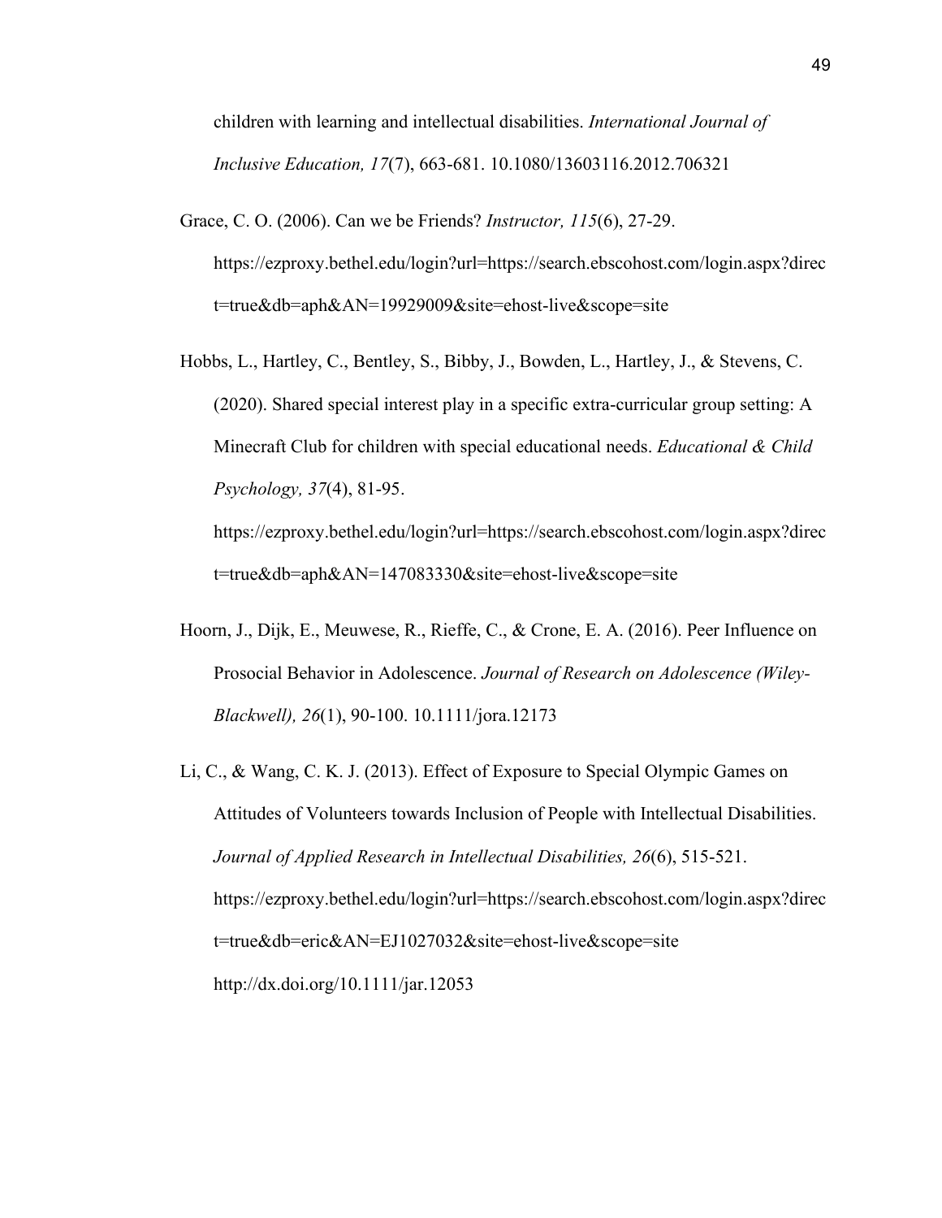children with learning and intellectual disabilities. *International Journal of Inclusive Education, 17*(7), 663-681. 10.1080/13603116.2012.706321

Grace, C. O. (2006). Can we be Friends? *Instructor, 115*(6), 27-29. https://ezproxy.bethel.edu/login?url=https://search.ebscohost.com/login.aspx?direct=true&db=aph&AN=19929009&site=ehost-live&scope=site

Hobbs, L., Hartley, C., Bentley, S., Bibby, J., Bowden, L., Hartley, J., & Stevens, C. (2020). Shared special interest play in a specific extra-curricular group setting: A Minecraft Club for children with special educational needs. *Educational & Child Psychology, 37*(4), 81-95. https://ezproxy.bethel.edu/login?url=https://search.ebscohost.com/login.aspx?direct=true&db=aph&AN=147083330&site=ehost-live&scope=site

Hoorn, J., Dijk, E., Meuwese, R., Rieffe, C., & Crone, E. A. (2016). Peer Influence on Prosocial Behavior in Adolescence. *Journal of Research on Adolescence (Wiley-Blackwell), 26*(1), 90-100. 10.1111/jora.12173

Li, C., & Wang, C. K. J. (2013). Effect of Exposure to Special Olympic Games on Attitudes of Volunteers towards Inclusion of People with Intellectual Disabilities. *Journal of Applied Research in Intellectual Disabilities, 26*(6), 515-521. https://ezproxy.bethel.edu/login?url=https://search.ebscohost.com/login.aspx?direct=true&db=eric&AN=EJ1027032&site=ehost-live&scope=site http://dx.doi.org/10.1111/jar.12053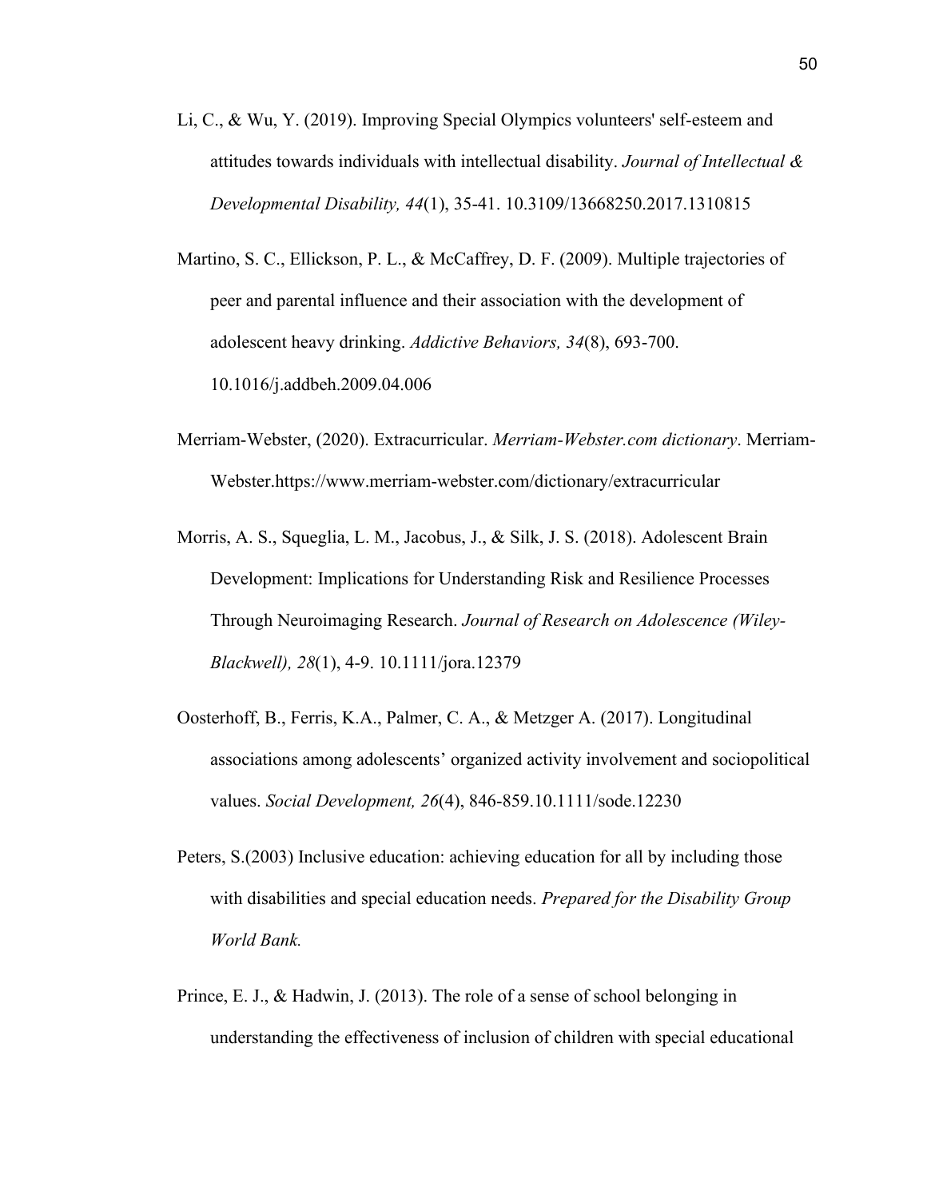Li, C., & Wu, Y. (2019). Improving Special Olympics volunteers' self-esteem and attitudes towards individuals with intellectual disability. *Journal of Intellectual & Developmental Disability, 44*(1), 35-41. 10.3109/13668250.2017.1310815

Martino, S. C., Ellickson, P. L., & McCaffrey, D. F. (2009). Multiple trajectories of peer and parental influence and their association with the development of adolescent heavy drinking. *Addictive Behaviors, 34*(8), 693-700. 10.1016/j.addbeh.2009.04.006

Merriam-Webster, (2020). Extracurricular. *Merriam-Webster.com dictionary*. Merriam-Webster.https://www.merriam-webster.com/dictionary/extracurricular

Morris, A. S., Squeglia, L. M., Jacobus, J., & Silk, J. S. (2018). Adolescent Brain Development: Implications for Understanding Risk and Resilience Processes Through Neuroimaging Research. *Journal of Research on Adolescence (Wiley-Blackwell), 28*(1), 4-9. 10.1111/jora.12379

Oosterhoff, B., Ferris, K.A., Palmer, C. A., & Metzger A. (2017). Longitudinal associations among adolescents' organized activity involvement and sociopolitical values. *Social Development, 26*(4), 846-859.10.1111/sode.12230

Peters, S.(2003) Inclusive education: achieving education for all by including those with disabilities and special education needs. *Prepared for the Disability Group World Bank.*

Prince, E. J., & Hadwin, J. (2013). The role of a sense of school belonging in understanding the effectiveness of inclusion of children with special educational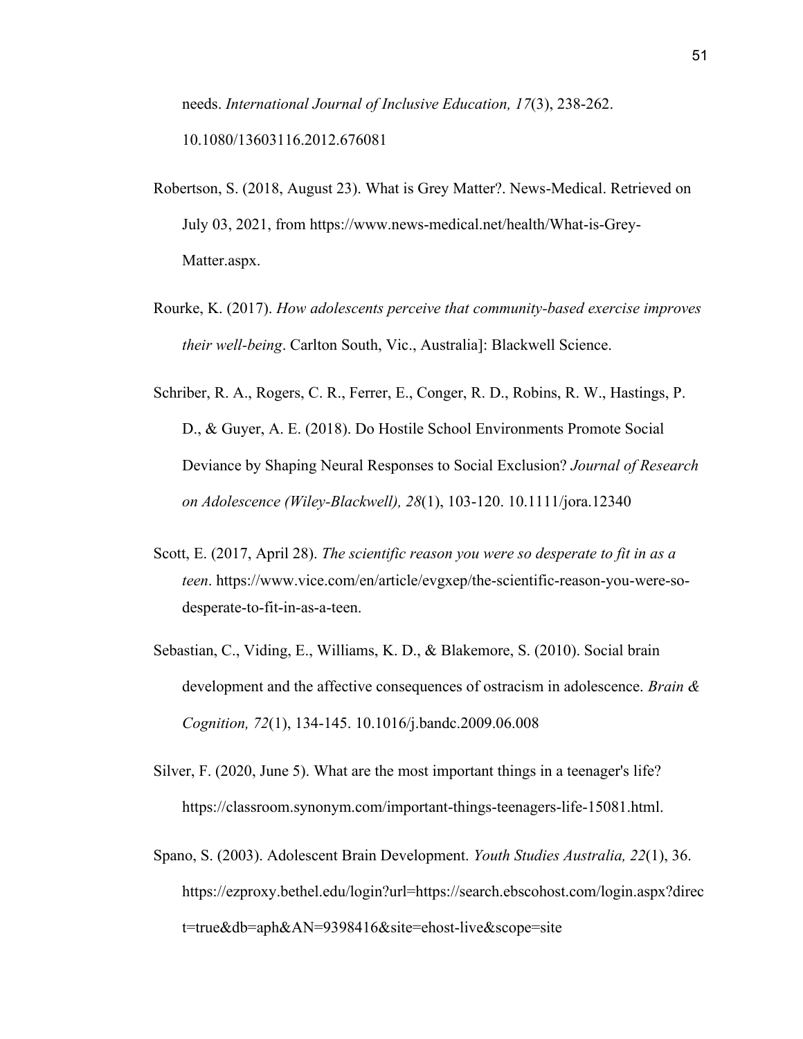needs. *International Journal of Inclusive Education, 17*(3), 238-262. 10.1080/13603116.2012.676081

Robertson, S. (2018, August 23). What is Grey Matter?. News-Medical. Retrieved on July 03, 2021, from https://www.news-medical.net/health/What-is-Grey-Matter.aspx.

Rourke, K. (2017). *How adolescents perceive that community-based exercise improves their well-being*. Carlton South, Vic., Australia]: Blackwell Science.

Schriber, R. A., Rogers, C. R., Ferrer, E., Conger, R. D., Robins, R. W., Hastings, P. D., & Guyer, A. E. (2018). Do Hostile School Environments Promote Social Deviance by Shaping Neural Responses to Social Exclusion? *Journal of Research on Adolescence (Wiley-Blackwell), 28*(1), 103-120. 10.1111/jora.12340

Scott, E. (2017, April 28). *The scientific reason you were so desperate to fit in as a teen*. https://www.vice.com/en/article/evgxep/the-scientific-reason-you-were-so-desperate-to-fit-in-as-a-teen.

Sebastian, C., Viding, E., Williams, K. D., & Blakemore, S. (2010). Social brain development and the affective consequences of ostracism in adolescence. *Brain & Cognition, 72*(1), 134-145. 10.1016/j.bandc.2009.06.008

Silver, F. (2020, June 5). What are the most important things in a teenager's life? https://classroom.synonym.com/important-things-teenagers-life-15081.html.

Spano, S. (2003). Adolescent Brain Development. *Youth Studies Australia, 22*(1), 36. https://ezproxy.bethel.edu/login?url=https://search.ebscohost.com/login.aspx?direct=true&db=aph&AN=9398416&site=ehost-live&scope=site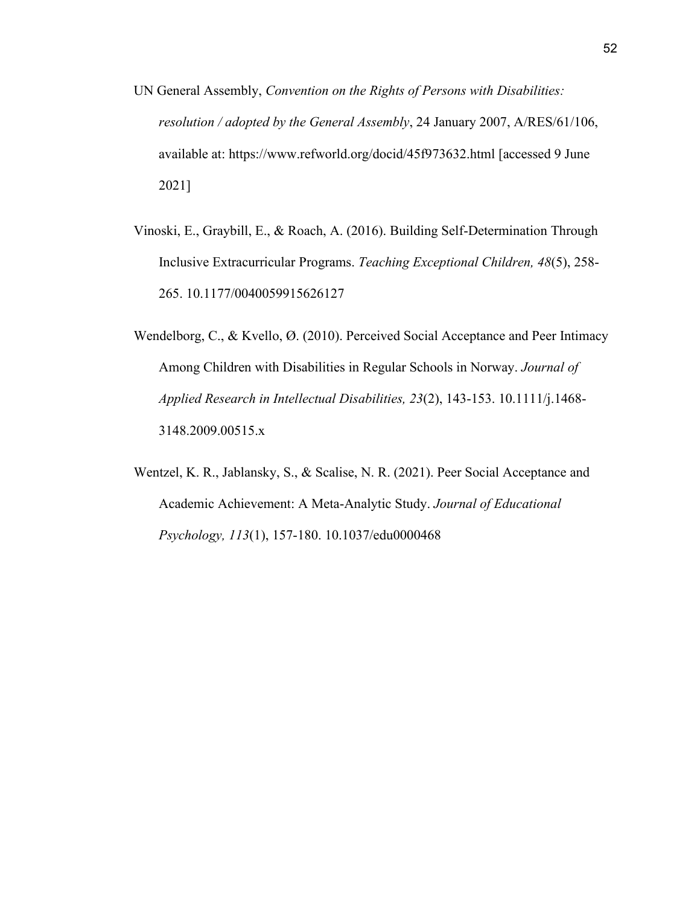UN General Assembly, *Convention on the Rights of Persons with Disabilities: resolution / adopted by the General Assembly*, 24 January 2007, A/RES/61/106, available at: https://www.refworld.org/docid/45f973632.html [accessed 9 June 2021]

Vinoski, E., Graybill, E., & Roach, A. (2016). Building Self-Determination Through Inclusive Extracurricular Programs. *Teaching Exceptional Children, 48*(5), 258-265. 10.1177/0040059915626127

Wendelborg, C., & Kvello, Ø. (2010). Perceived Social Acceptance and Peer Intimacy Among Children with Disabilities in Regular Schools in Norway. *Journal of Applied Research in Intellectual Disabilities, 23*(2), 143-153. 10.1111/j.1468-3148.2009.00515.x

Wentzel, K. R., Jablansky, S., & Scalise, N. R. (2021). Peer Social Acceptance and Academic Achievement: A Meta-Analytic Study. *Journal of Educational Psychology, 113*(1), 157-180. 10.1037/edu0000468